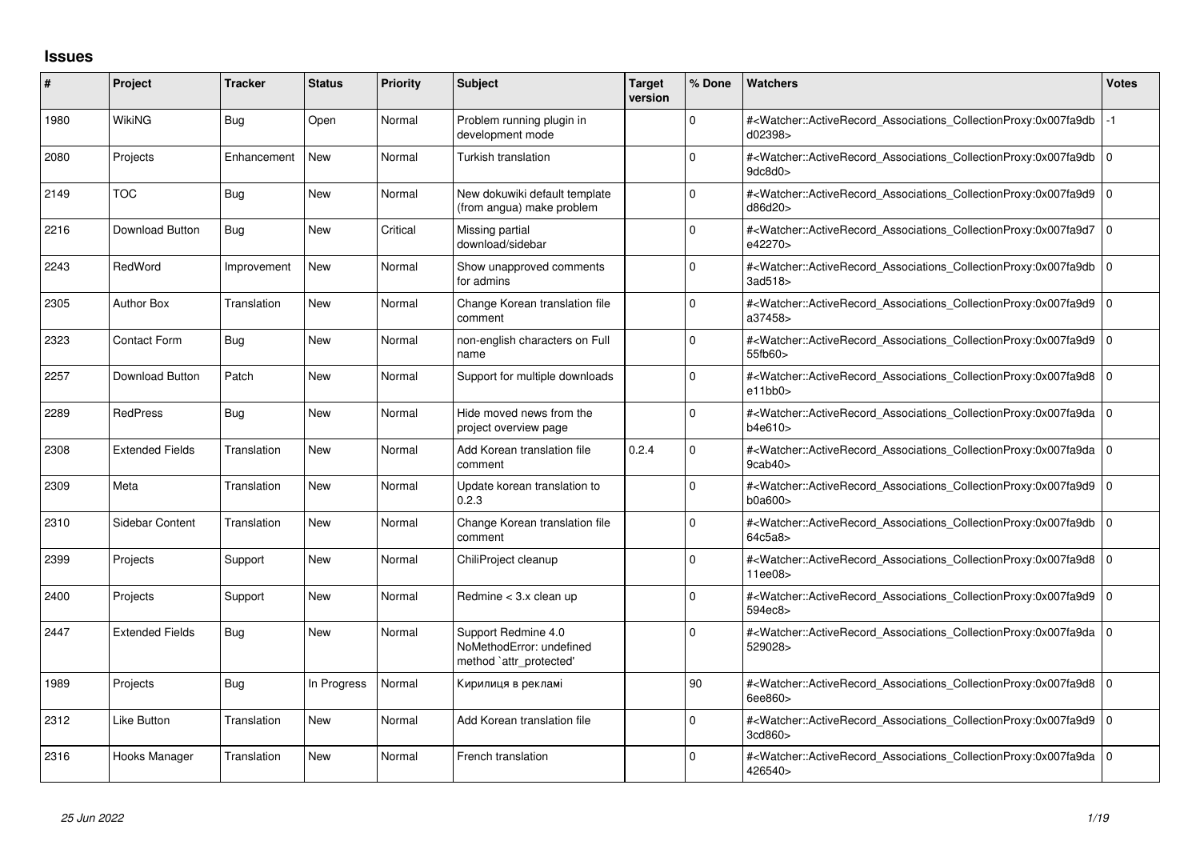## Issues

| # | Project | Tracker | Status | Priority | Subject | Target version | % Done | Watchers | Votes |
|---|---|---|---|---|---|---|---|---|---|
| 1980 | WikiNG | Bug | Open | Normal | Problem running plugin in development mode | | 0 | #<Watcher::ActiveRecord_Associations_CollectionProxy:0x007fa9dbd02398> | -1 |
| 2080 | Projects | Enhancement | New | Normal | Turkish translation | | 0 | #<Watcher::ActiveRecord_Associations_CollectionProxy:0x007fa9db9dc8d0> | 0 |
| 2149 | TOC | Bug | New | Normal | New dokuwiki default template (from angua) make problem | | 0 | #<Watcher::ActiveRecord_Associations_CollectionProxy:0x007fa9d9d86d20> | 0 |
| 2216 | Download Button | Bug | New | Critical | Missing partial download/sidebar | | 0 | #<Watcher::ActiveRecord_Associations_CollectionProxy:0x007fa9d7e42270> | 0 |
| 2243 | RedWord | Improvement | New | Normal | Show unapproved comments for admins | | 0 | #<Watcher::ActiveRecord_Associations_CollectionProxy:0x007fa9db3ad518> | 0 |
| 2305 | Author Box | Translation | New | Normal | Change Korean translation file comment | | 0 | #<Watcher::ActiveRecord_Associations_CollectionProxy:0x007fa9d9a37458> | 0 |
| 2323 | Contact Form | Bug | New | Normal | non-english characters on Full name | | 0 | #<Watcher::ActiveRecord_Associations_CollectionProxy:0x007fa9d955fb60> | 0 |
| 2257 | Download Button | Patch | New | Normal | Support for multiple downloads | | 0 | #<Watcher::ActiveRecord_Associations_CollectionProxy:0x007fa9d8e11bb0> | 0 |
| 2289 | RedPress | Bug | New | Normal | Hide moved news from the project overview page | | 0 | #<Watcher::ActiveRecord_Associations_CollectionProxy:0x007fa9dab4e610> | 0 |
| 2308 | Extended Fields | Translation | New | Normal | Add Korean translation file comment | 0.2.4 | 0 | #<Watcher::ActiveRecord_Associations_CollectionProxy:0x007fa9da9cab40> | 0 |
| 2309 | Meta | Translation | New | Normal | Update korean translation to 0.2.3 | | 0 | #<Watcher::ActiveRecord_Associations_CollectionProxy:0x007fa9d9b0a600> | 0 |
| 2310 | Sidebar Content | Translation | New | Normal | Change Korean translation file comment | | 0 | #<Watcher::ActiveRecord_Associations_CollectionProxy:0x007fa9db64c5a8> | 0 |
| 2399 | Projects | Support | New | Normal | ChiliProject cleanup | | 0 | #<Watcher::ActiveRecord_Associations_CollectionProxy:0x007fa9d811ee08> | 0 |
| 2400 | Projects | Support | New | Normal | Redmine < 3.x clean up | | 0 | #<Watcher::ActiveRecord_Associations_CollectionProxy:0x007fa9d9594ec8> | 0 |
| 2447 | Extended Fields | Bug | New | Normal | Support Redmine 4.0 NoMethodError: undefined method `attr_protected' | | 0 | #<Watcher::ActiveRecord_Associations_CollectionProxy:0x007fa9da529028> | 0 |
| 1989 | Projects | Bug | In Progress | Normal | Кирилиця в рекламі | | 90 | #<Watcher::ActiveRecord_Associations_CollectionProxy:0x007fa9d86ee860> | 0 |
| 2312 | Like Button | Translation | New | Normal | Add Korean translation file | | 0 | #<Watcher::ActiveRecord_Associations_CollectionProxy:0x007fa9d93cd860> | 0 |
| 2316 | Hooks Manager | Translation | New | Normal | French translation | | 0 | #<Watcher::ActiveRecord_Associations_CollectionProxy:0x007fa9da426540> | 0 |

*25 Jun 2022*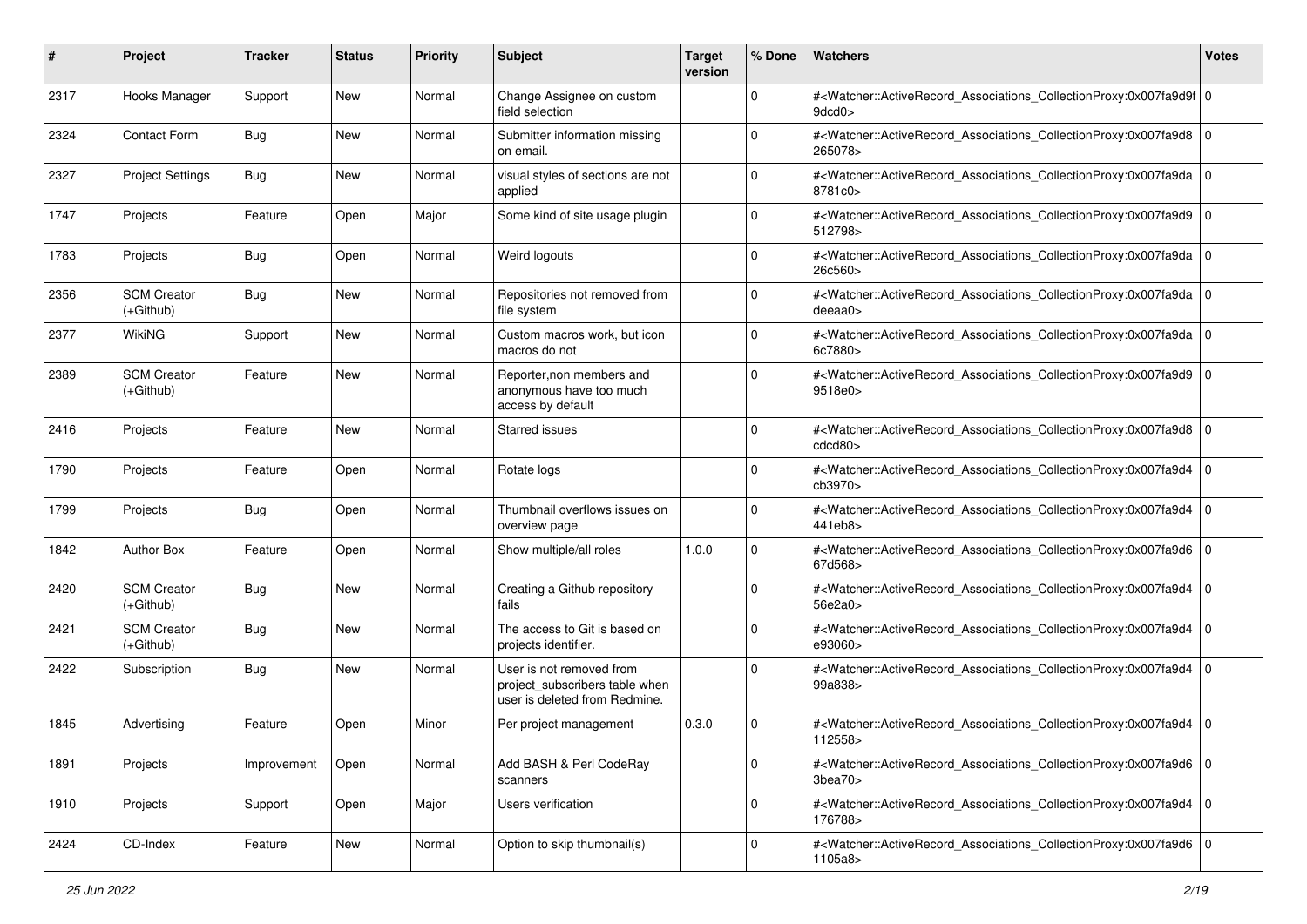| # | Project | Tracker | Status | Priority | Subject | Target version | % Done | Watchers | Votes |
|---|---|---|---|---|---|---|---|---|---|
| 2317 | Hooks Manager | Support | New | Normal | Change Assignee on custom field selection | | 0 | #<Watcher::ActiveRecord_Associations_CollectionProxy:0x007fa9d9f9dcd0> | 0 |
| 2324 | Contact Form | Bug | New | Normal | Submitter information missing on email. | | 0 | #<Watcher::ActiveRecord_Associations_CollectionProxy:0x007fa9d8265078> | 0 |
| 2327 | Project Settings | Bug | New | Normal | visual styles of sections are not applied | | 0 | #<Watcher::ActiveRecord_Associations_CollectionProxy:0x007fa9da8781c0> | 0 |
| 1747 | Projects | Feature | Open | Major | Some kind of site usage plugin | | 0 | #<Watcher::ActiveRecord_Associations_CollectionProxy:0x007fa9d9512798> | 0 |
| 1783 | Projects | Bug | Open | Normal | Weird logouts | | 0 | #<Watcher::ActiveRecord_Associations_CollectionProxy:0x007fa9da26c560> | 0 |
| 2356 | SCM Creator (+Github) | Bug | New | Normal | Repositories not removed from file system | | 0 | #<Watcher::ActiveRecord_Associations_CollectionProxy:0x007fa9dadeeaa0> | 0 |
| 2377 | WikiNG | Support | New | Normal | Custom macros work, but icon macros do not | | 0 | #<Watcher::ActiveRecord_Associations_CollectionProxy:0x007fa9da6c7880> | 0 |
| 2389 | SCM Creator (+Github) | Feature | New | Normal | Reporter,non members and anonymous have too much access by default | | 0 | #<Watcher::ActiveRecord_Associations_CollectionProxy:0x007fa9d99518e0> | 0 |
| 2416 | Projects | Feature | New | Normal | Starred issues | | 0 | #<Watcher::ActiveRecord_Associations_CollectionProxy:0x007fa9d8cdcd80> | 0 |
| 1790 | Projects | Feature | Open | Normal | Rotate logs | | 0 | #<Watcher::ActiveRecord_Associations_CollectionProxy:0x007fa9d4cb3970> | 0 |
| 1799 | Projects | Bug | Open | Normal | Thumbnail overflows issues on overview page | | 0 | #<Watcher::ActiveRecord_Associations_CollectionProxy:0x007fa9d4441eb8> | 0 |
| 1842 | Author Box | Feature | Open | Normal | Show multiple/all roles | 1.0.0 | 0 | #<Watcher::ActiveRecord_Associations_CollectionProxy:0x007fa9d667d568> | 0 |
| 2420 | SCM Creator (+Github) | Bug | New | Normal | Creating a Github repository fails | | 0 | #<Watcher::ActiveRecord_Associations_CollectionProxy:0x007fa9d456e2a0> | 0 |
| 2421 | SCM Creator (+Github) | Bug | New | Normal | The access to Git is based on projects identifier. | | 0 | #<Watcher::ActiveRecord_Associations_CollectionProxy:0x007fa9d4e93060> | 0 |
| 2422 | Subscription | Bug | New | Normal | User is not removed from project_subscribers table when user is deleted from Redmine. | | 0 | #<Watcher::ActiveRecord_Associations_CollectionProxy:0x007fa9d499a838> | 0 |
| 1845 | Advertising | Feature | Open | Minor | Per project management | 0.3.0 | 0 | #<Watcher::ActiveRecord_Associations_CollectionProxy:0x007fa9d4112558> | 0 |
| 1891 | Projects | Improvement | Open | Normal | Add BASH & Perl CodeRay scanners | | 0 | #<Watcher::ActiveRecord_Associations_CollectionProxy:0x007fa9d63bea70> | 0 |
| 1910 | Projects | Support | Open | Major | Users verification | | 0 | #<Watcher::ActiveRecord_Associations_CollectionProxy:0x007fa9d4176788> | 0 |
| 2424 | CD-Index | Feature | New | Normal | Option to skip thumbnail(s) | | 0 | #<Watcher::ActiveRecord_Associations_CollectionProxy:0x007fa9d61105a8> | 0 |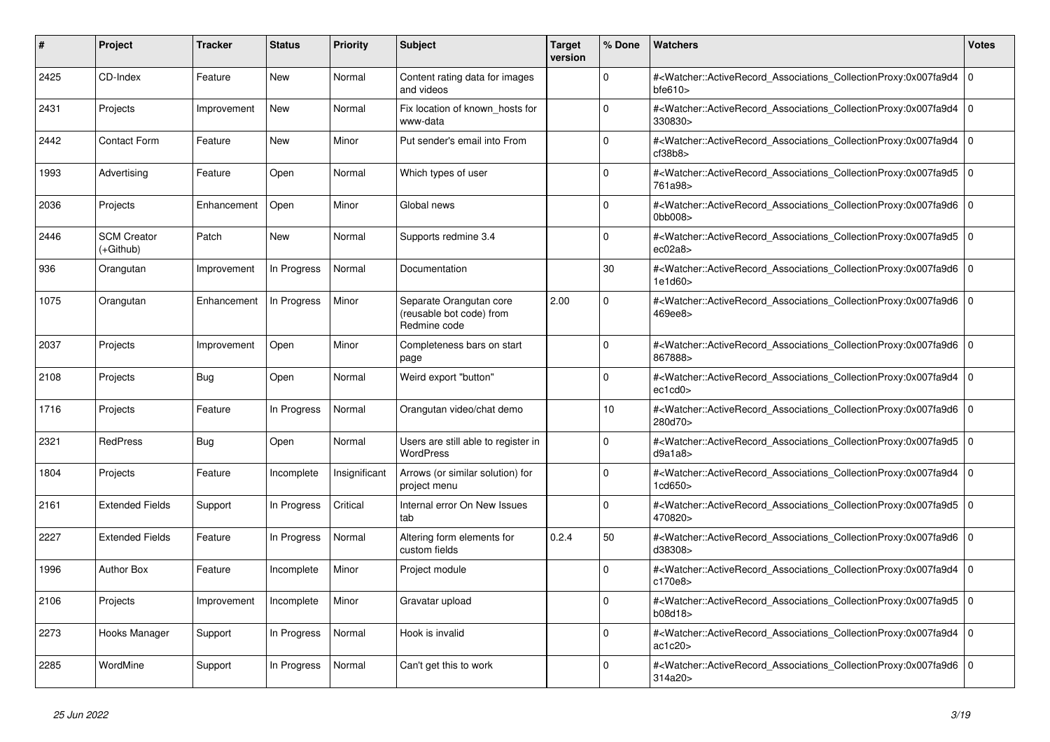| # | Project | Tracker | Status | Priority | Subject | Target version | % Done | Watchers | Votes |
|---|---|---|---|---|---|---|---|---|---|
| 2425 | CD-Index | Feature | New | Normal | Content rating data for images and videos | | 0 | #<Watcher::ActiveRecord_Associations_CollectionProxy:0x007fa9d4bfe610> | 0 |
| 2431 | Projects | Improvement | New | Normal | Fix location of known_hosts for www-data | | 0 | #<Watcher::ActiveRecord_Associations_CollectionProxy:0x007fa9d4330830> | 0 |
| 2442 | Contact Form | Feature | New | Minor | Put sender's email into From | | 0 | #<Watcher::ActiveRecord_Associations_CollectionProxy:0x007fa9d4cf38b8> | 0 |
| 1993 | Advertising | Feature | Open | Normal | Which types of user | | 0 | #<Watcher::ActiveRecord_Associations_CollectionProxy:0x007fa9d5761a98> | 0 |
| 2036 | Projects | Enhancement | Open | Minor | Global news | | 0 | #<Watcher::ActiveRecord_Associations_CollectionProxy:0x007fa9d60bb008> | 0 |
| 2446 | SCM Creator (+Github) | Patch | New | Normal | Supports redmine 3.4 | | 0 | #<Watcher::ActiveRecord_Associations_CollectionProxy:0x007fa9d5ec02a8> | 0 |
| 936 | Orangutan | Improvement | In Progress | Normal | Documentation | | 30 | #<Watcher::ActiveRecord_Associations_CollectionProxy:0x007fa9d61e1d60> | 0 |
| 1075 | Orangutan | Enhancement | In Progress | Minor | Separate Orangutan core (reusable bot code) from Redmine code | 2.00 | 0 | #<Watcher::ActiveRecord_Associations_CollectionProxy:0x007fa9d6469ee8> | 0 |
| 2037 | Projects | Improvement | Open | Minor | Completeness bars on start page | | 0 | #<Watcher::ActiveRecord_Associations_CollectionProxy:0x007fa9d6867888> | 0 |
| 2108 | Projects | Bug | Open | Normal | Weird export "button" | | 0 | #<Watcher::ActiveRecord_Associations_CollectionProxy:0x007fa9d4ec1cd0> | 0 |
| 1716 | Projects | Feature | In Progress | Normal | Orangutan video/chat demo | | 10 | #<Watcher::ActiveRecord_Associations_CollectionProxy:0x007fa9d6280d70> | 0 |
| 2321 | RedPress | Bug | Open | Normal | Users are still able to register in WordPress | | 0 | #<Watcher::ActiveRecord_Associations_CollectionProxy:0x007fa9d5d9a1a8> | 0 |
| 1804 | Projects | Feature | Incomplete | Insignificant | Arrows (or similar solution) for project menu | | 0 | #<Watcher::ActiveRecord_Associations_CollectionProxy:0x007fa9d41cd650> | 0 |
| 2161 | Extended Fields | Support | In Progress | Critical | Internal error On New Issues tab | | 0 | #<Watcher::ActiveRecord_Associations_CollectionProxy:0x007fa9d5470820> | 0 |
| 2227 | Extended Fields | Feature | In Progress | Normal | Altering form elements for custom fields | 0.2.4 | 50 | #<Watcher::ActiveRecord_Associations_CollectionProxy:0x007fa9d6d38308> | 0 |
| 1996 | Author Box | Feature | Incomplete | Minor | Project module | | 0 | #<Watcher::ActiveRecord_Associations_CollectionProxy:0x007fa9d4c170e8> | 0 |
| 2106 | Projects | Improvement | Incomplete | Minor | Gravatar upload | | 0 | #<Watcher::ActiveRecord_Associations_CollectionProxy:0x007fa9d5b08d18> | 0 |
| 2273 | Hooks Manager | Support | In Progress | Normal | Hook is invalid | | 0 | #<Watcher::ActiveRecord_Associations_CollectionProxy:0x007fa9d4ac1c20> | 0 |
| 2285 | WordMine | Support | In Progress | Normal | Can't get this to work | | 0 | #<Watcher::ActiveRecord_Associations_CollectionProxy:0x007fa9d6314a20> | 0 |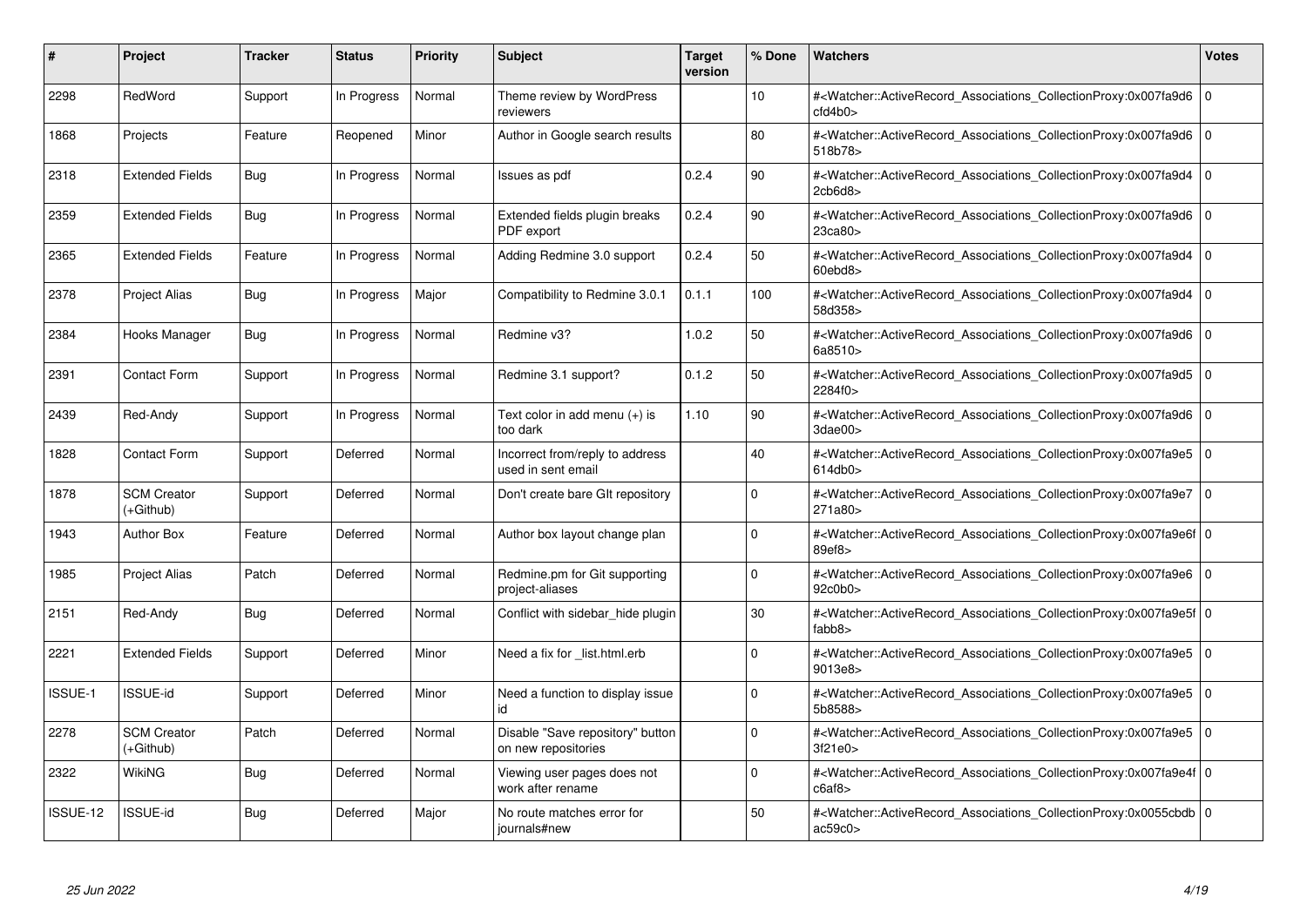| # | Project | Tracker | Status | Priority | Subject | Target version | % Done | Watchers | Votes |
|---|---|---|---|---|---|---|---|---|---|
| 2298 | RedWord | Support | In Progress | Normal | Theme review by WordPress reviewers | | 10 | #<Watcher::ActiveRecord_Associations_CollectionProxy:0x007fa9d6cfd4b0> | 0 |
| 1868 | Projects | Feature | Reopened | Minor | Author in Google search results | | 80 | #<Watcher::ActiveRecord_Associations_CollectionProxy:0x007fa9d6518b78> | 0 |
| 2318 | Extended Fields | Bug | In Progress | Normal | Issues as pdf | 0.2.4 | 90 | #<Watcher::ActiveRecord_Associations_CollectionProxy:0x007fa9d42cb6d8> | 0 |
| 2359 | Extended Fields | Bug | In Progress | Normal | Extended fields plugin breaks PDF export | 0.2.4 | 90 | #<Watcher::ActiveRecord_Associations_CollectionProxy:0x007fa9d623ca80> | 0 |
| 2365 | Extended Fields | Feature | In Progress | Normal | Adding Redmine 3.0 support | 0.2.4 | 50 | #<Watcher::ActiveRecord_Associations_CollectionProxy:0x007fa9d460ebd8> | 0 |
| 2378 | Project Alias | Bug | In Progress | Major | Compatibility to Redmine 3.0.1 | 0.1.1 | 100 | #<Watcher::ActiveRecord_Associations_CollectionProxy:0x007fa9d458d358> | 0 |
| 2384 | Hooks Manager | Bug | In Progress | Normal | Redmine v3? | 1.0.2 | 50 | #<Watcher::ActiveRecord_Associations_CollectionProxy:0x007fa9d66a8510> | 0 |
| 2391 | Contact Form | Support | In Progress | Normal | Redmine 3.1 support? | 0.1.2 | 50 | #<Watcher::ActiveRecord_Associations_CollectionProxy:0x007fa9d52284f0> | 0 |
| 2439 | Red-Andy | Support | In Progress | Normal | Text color in add menu (+) is too dark | 1.10 | 90 | #<Watcher::ActiveRecord_Associations_CollectionProxy:0x007fa9d63dae00> | 0 |
| 1828 | Contact Form | Support | Deferred | Normal | Incorrect from/reply to address used in sent email | | 40 | #<Watcher::ActiveRecord_Associations_CollectionProxy:0x007fa9e5614db0> | 0 |
| 1878 | SCM Creator (+Github) | Support | Deferred | Normal | Don't create bare GIt repository | | 0 | #<Watcher::ActiveRecord_Associations_CollectionProxy:0x007fa9e7271a80> | 0 |
| 1943 | Author Box | Feature | Deferred | Normal | Author box layout change plan | | 0 | #<Watcher::ActiveRecord_Associations_CollectionProxy:0x007fa9e6f89ef8> | 0 |
| 1985 | Project Alias | Patch | Deferred | Normal | Redmine.pm for Git supporting project-aliases | | 0 | #<Watcher::ActiveRecord_Associations_CollectionProxy:0x007fa9e692c0b0> | 0 |
| 2151 | Red-Andy | Bug | Deferred | Normal | Conflict with sidebar_hide plugin | | 30 | #<Watcher::ActiveRecord_Associations_CollectionProxy:0x007fa9e5ffabb8> | 0 |
| 2221 | Extended Fields | Support | Deferred | Minor | Need a fix for _list.html.erb | | 0 | #<Watcher::ActiveRecord_Associations_CollectionProxy:0x007fa9e59013e8> | 0 |
| ISSUE-1 | ISSUE-id | Support | Deferred | Minor | Need a function to display issue id | | 0 | #<Watcher::ActiveRecord_Associations_CollectionProxy:0x007fa9e55b8588> | 0 |
| 2278 | SCM Creator (+Github) | Patch | Deferred | Normal | Disable "Save repository" button on new repositories | | 0 | #<Watcher::ActiveRecord_Associations_CollectionProxy:0x007fa9e53f21e0> | 0 |
| 2322 | WikiNG | Bug | Deferred | Normal | Viewing user pages does not work after rename | | 0 | #<Watcher::ActiveRecord_Associations_CollectionProxy:0x007fa9e4fc6af8> | 0 |
| ISSUE-12 | ISSUE-id | Bug | Deferred | Major | No route matches error for journals#new | | 50 | #<Watcher::ActiveRecord_Associations_CollectionProxy:0x0055cbdbac59c0> | 0 |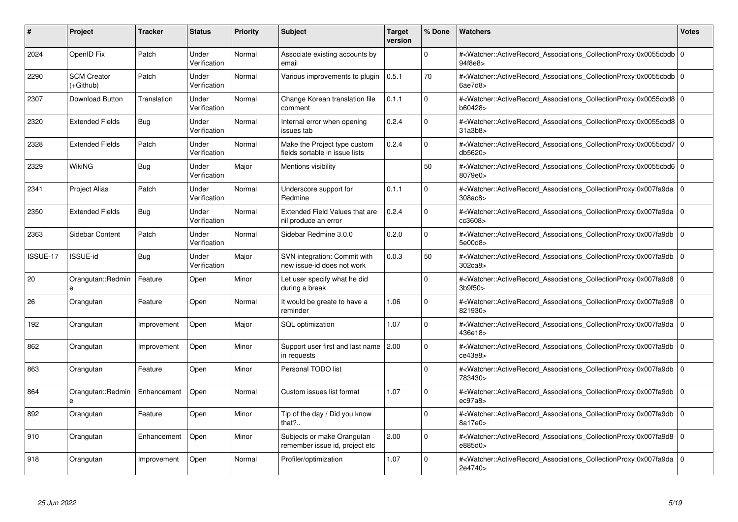| # | Project | Tracker | Status | Priority | Subject | Target version | % Done | Watchers | Votes |
|---|---|---|---|---|---|---|---|---|---|
| 2024 | OpenID Fix | Patch | Under Verification | Normal | Associate existing accounts by email | | 0 | #<Watcher::ActiveRecord_Associations_CollectionProxy:0x0055cbdb94f8e8> | 0 |
| 2290 | SCM Creator (+Github) | Patch | Under Verification | Normal | Various improvements to plugin | 0.5.1 | 70 | #<Watcher::ActiveRecord_Associations_CollectionProxy:0x0055cbdb6ae7d8> | 0 |
| 2307 | Download Button | Translation | Under Verification | Normal | Change Korean translation file comment | 0.1.1 | 0 | #<Watcher::ActiveRecord_Associations_CollectionProxy:0x0055cbd8b60428> | 0 |
| 2320 | Extended Fields | Bug | Under Verification | Normal | Internal error when opening issues tab | 0.2.4 | 0 | #<Watcher::ActiveRecord_Associations_CollectionProxy:0x0055cbd831a3b8> | 0 |
| 2328 | Extended Fields | Patch | Under Verification | Normal | Make the Project type custom fields sortable in issue lists | 0.2.4 | 0 | #<Watcher::ActiveRecord_Associations_CollectionProxy:0x0055cbd7db5620> | 0 |
| 2329 | WikiNG | Bug | Under Verification | Major | Mentions visibility | | 50 | #<Watcher::ActiveRecord_Associations_CollectionProxy:0x0055cbd68079e0> | 0 |
| 2341 | Project Alias | Patch | Under Verification | Normal | Underscore support for Redmine | 0.1.1 | 0 | #<Watcher::ActiveRecord_Associations_CollectionProxy:0x007fa9da308ac8> | 0 |
| 2350 | Extended Fields | Bug | Under Verification | Normal | Extended Field Values that are nil produce an error | 0.2.4 | 0 | #<Watcher::ActiveRecord_Associations_CollectionProxy:0x007fa9dacc3608> | 0 |
| 2363 | Sidebar Content | Patch | Under Verification | Normal | Sidebar Redmine 3.0.0 | 0.2.0 | 0 | #<Watcher::ActiveRecord_Associations_CollectionProxy:0x007fa9db5e00d8> | 0 |
| ISSUE-17 | ISSUE-id | Bug | Under Verification | Major | SVN integration: Commit with new issue-id does not work | 0.0.3 | 50 | #<Watcher::ActiveRecord_Associations_CollectionProxy:0x007fa9db302ca8> | 0 |
| 20 | Orangutan::Redmine | Feature | Open | Minor | Let user specify what he did during a break | | 0 | #<Watcher::ActiveRecord_Associations_CollectionProxy:0x007fa9d83b9f50> | 0 |
| 26 | Orangutan | Feature | Open | Normal | It would be greate to have a reminder | 1.06 | 0 | #<Watcher::ActiveRecord_Associations_CollectionProxy:0x007fa9d8821930> | 0 |
| 192 | Orangutan | Improvement | Open | Major | SQL optimization | 1.07 | 0 | #<Watcher::ActiveRecord_Associations_CollectionProxy:0x007fa9da436e18> | 0 |
| 862 | Orangutan | Improvement | Open | Minor | Support user first and last name in requests | 2.00 | 0 | #<Watcher::ActiveRecord_Associations_CollectionProxy:0x007fa9dbce43e8> | 0 |
| 863 | Orangutan | Feature | Open | Minor | Personal TODO list | | 0 | #<Watcher::ActiveRecord_Associations_CollectionProxy:0x007fa9db783430> | 0 |
| 864 | Orangutan::Redmine | Enhancement | Open | Normal | Custom issues list format | 1.07 | 0 | #<Watcher::ActiveRecord_Associations_CollectionProxy:0x007fa9dbec97a8> | 0 |
| 892 | Orangutan | Feature | Open | Minor | Tip of the day / Did you know that?.. | | 0 | #<Watcher::ActiveRecord_Associations_CollectionProxy:0x007fa9db8a17e0> | 0 |
| 910 | Orangutan | Enhancement | Open | Minor | Subjects or make Orangutan remember issue id, project etc | 2.00 | 0 | #<Watcher::ActiveRecord_Associations_CollectionProxy:0x007fa9d8e885d0> | 0 |
| 918 | Orangutan | Improvement | Open | Normal | Profiler/optimization | 1.07 | 0 | #<Watcher::ActiveRecord_Associations_CollectionProxy:0x007fa9da2e4740> | 0 |

*25 Jun 2022*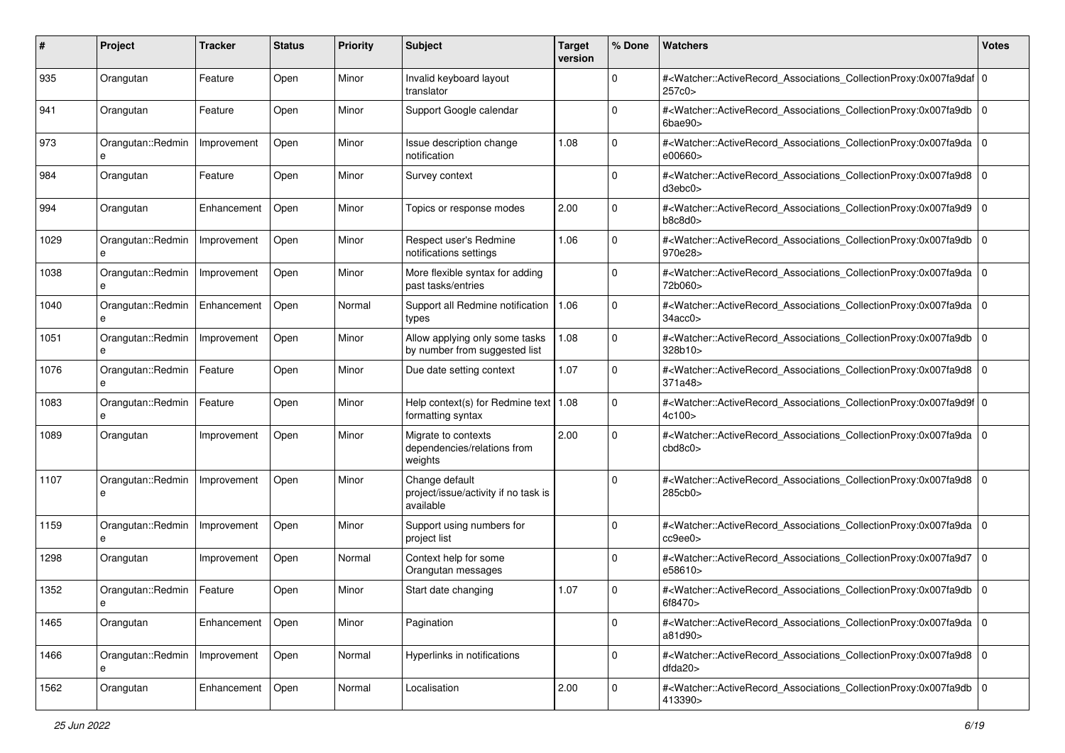| # | Project | Tracker | Status | Priority | Subject | Target version | % Done | Watchers | Votes |
|---|---|---|---|---|---|---|---|---|---|
| 935 | Orangutan | Feature | Open | Minor | Invalid keyboard layout translator | | 0 | #<Watcher::ActiveRecord_Associations_CollectionProxy:0x007fa9daf257c0> | 0 |
| 941 | Orangutan | Feature | Open | Minor | Support Google calendar | | 0 | #<Watcher::ActiveRecord_Associations_CollectionProxy:0x007fa9db6bae90> | 0 |
| 973 | Orangutan::Redmine | Improvement | Open | Minor | Issue description change notification | 1.08 | 0 | #<Watcher::ActiveRecord_Associations_CollectionProxy:0x007fa9dae00660> | 0 |
| 984 | Orangutan | Feature | Open | Minor | Survey context | | 0 | #<Watcher::ActiveRecord_Associations_CollectionProxy:0x007fa9d8d3ebc0> | 0 |
| 994 | Orangutan | Enhancement | Open | Minor | Topics or response modes | 2.00 | 0 | #<Watcher::ActiveRecord_Associations_CollectionProxy:0x007fa9d9b8c8d0> | 0 |
| 1029 | Orangutan::Redmine | Improvement | Open | Minor | Respect user's Redmine notifications settings | 1.06 | 0 | #<Watcher::ActiveRecord_Associations_CollectionProxy:0x007fa9db970e28> | 0 |
| 1038 | Orangutan::Redmine | Improvement | Open | Minor | More flexible syntax for adding past tasks/entries | | 0 | #<Watcher::ActiveRecord_Associations_CollectionProxy:0x007fa9da72b060> | 0 |
| 1040 | Orangutan::Redmine | Enhancement | Open | Normal | Support all Redmine notification types | 1.06 | 0 | #<Watcher::ActiveRecord_Associations_CollectionProxy:0x007fa9da34acc0> | 0 |
| 1051 | Orangutan::Redmine | Improvement | Open | Minor | Allow applying only some tasks by number from suggested list | 1.08 | 0 | #<Watcher::ActiveRecord_Associations_CollectionProxy:0x007fa9db328b10> | 0 |
| 1076 | Orangutan::Redmine | Feature | Open | Minor | Due date setting context | 1.07 | 0 | #<Watcher::ActiveRecord_Associations_CollectionProxy:0x007fa9d8371a48> | 0 |
| 1083 | Orangutan::Redmine | Feature | Open | Minor | Help context(s) for Redmine text formatting syntax | 1.08 | 0 | #<Watcher::ActiveRecord_Associations_CollectionProxy:0x007fa9d9f4c100> | 0 |
| 1089 | Orangutan | Improvement | Open | Minor | Migrate to contexts dependencies/relations from weights | 2.00 | 0 | #<Watcher::ActiveRecord_Associations_CollectionProxy:0x007fa9dacbd8c0> | 0 |
| 1107 | Orangutan::Redmine | Improvement | Open | Minor | Change default project/issue/activity if no task is available | | 0 | #<Watcher::ActiveRecord_Associations_CollectionProxy:0x007fa9d8285cb0> | 0 |
| 1159 | Orangutan::Redmine | Improvement | Open | Minor | Support using numbers for project list | | 0 | #<Watcher::ActiveRecord_Associations_CollectionProxy:0x007fa9dacc9ee0> | 0 |
| 1298 | Orangutan | Improvement | Open | Normal | Context help for some Orangutan messages | | 0 | #<Watcher::ActiveRecord_Associations_CollectionProxy:0x007fa9d7e58610> | 0 |
| 1352 | Orangutan::Redmine | Feature | Open | Minor | Start date changing | 1.07 | 0 | #<Watcher::ActiveRecord_Associations_CollectionProxy:0x007fa9db6f8470> | 0 |
| 1465 | Orangutan | Enhancement | Open | Minor | Pagination | | 0 | #<Watcher::ActiveRecord_Associations_CollectionProxy:0x007fa9daa81d90> | 0 |
| 1466 | Orangutan::Redmine | Improvement | Open | Normal | Hyperlinks in notifications | | 0 | #<Watcher::ActiveRecord_Associations_CollectionProxy:0x007fa9d8dfda20> | 0 |
| 1562 | Orangutan | Enhancement | Open | Normal | Localisation | 2.00 | 0 | #<Watcher::ActiveRecord_Associations_CollectionProxy:0x007fa9db413390> | 0 |

*25 Jun 2022*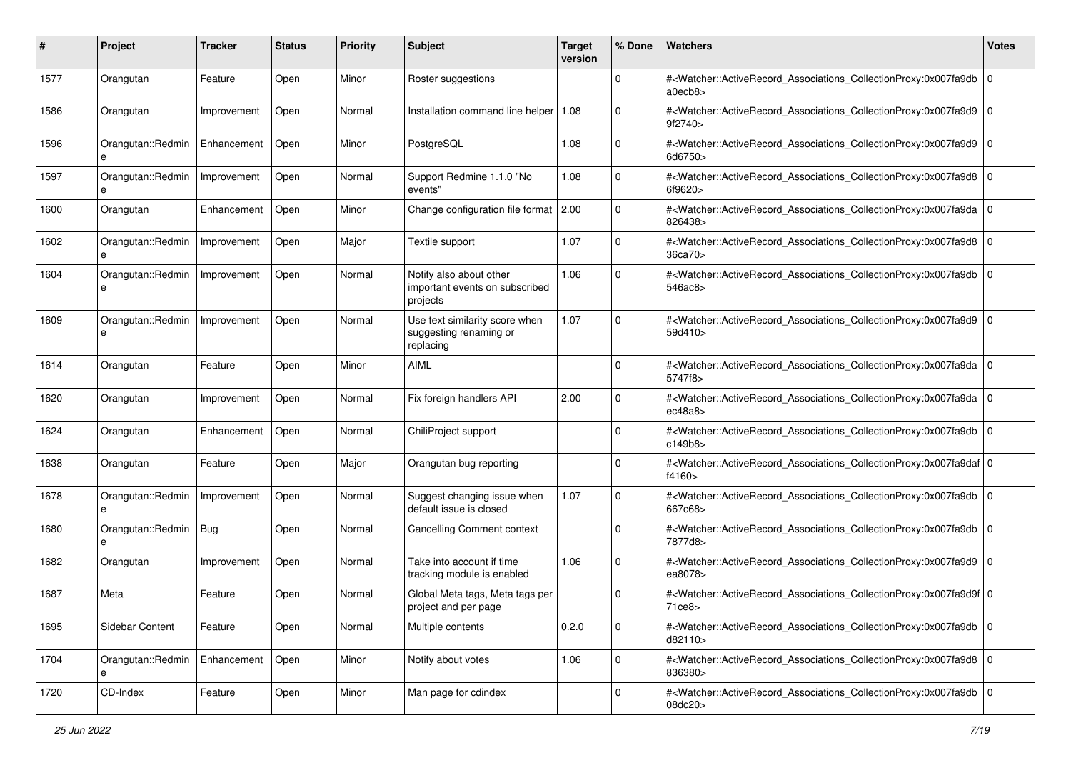| # | Project | Tracker | Status | Priority | Subject | Target version | % Done | Watchers | Votes |
|---|---|---|---|---|---|---|---|---|---|
| 1577 | Orangutan | Feature | Open | Minor | Roster suggestions | | 0 | #<Watcher::ActiveRecord_Associations_CollectionProxy:0x007fa9dba0ecb8> | 0 |
| 1586 | Orangutan | Improvement | Open | Normal | Installation command line helper | 1.08 | 0 | #<Watcher::ActiveRecord_Associations_CollectionProxy:0x007fa9d99f2740> | 0 |
| 1596 | Orangutan::Redmine | Enhancement | Open | Minor | PostgreSQL | 1.08 | 0 | #<Watcher::ActiveRecord_Associations_CollectionProxy:0x007fa9d96d6750> | 0 |
| 1597 | Orangutan::Redmine | Improvement | Open | Normal | Support Redmine 1.1.0 "No events" | 1.08 | 0 | #<Watcher::ActiveRecord_Associations_CollectionProxy:0x007fa9d86f9620> | 0 |
| 1600 | Orangutan | Enhancement | Open | Minor | Change configuration file format | 2.00 | 0 | #<Watcher::ActiveRecord_Associations_CollectionProxy:0x007fa9da826438> | 0 |
| 1602 | Orangutan::Redmine | Improvement | Open | Major | Textile support | 1.07 | 0 | #<Watcher::ActiveRecord_Associations_CollectionProxy:0x007fa9d836ca70> | 0 |
| 1604 | Orangutan::Redmine | Improvement | Open | Normal | Notify also about other important events on subscribed projects | 1.06 | 0 | #<Watcher::ActiveRecord_Associations_CollectionProxy:0x007fa9db546ac8> | 0 |
| 1609 | Orangutan::Redmine | Improvement | Open | Normal | Use text similarity score when suggesting renaming or replacing | 1.07 | 0 | #<Watcher::ActiveRecord_Associations_CollectionProxy:0x007fa9d959d410> | 0 |
| 1614 | Orangutan | Feature | Open | Minor | AIML | | 0 | #<Watcher::ActiveRecord_Associations_CollectionProxy:0x007fa9da5747f8> | 0 |
| 1620 | Orangutan | Improvement | Open | Normal | Fix foreign handlers API | 2.00 | 0 | #<Watcher::ActiveRecord_Associations_CollectionProxy:0x007fa9daec48a8> | 0 |
| 1624 | Orangutan | Enhancement | Open | Normal | ChiliProject support | | 0 | #<Watcher::ActiveRecord_Associations_CollectionProxy:0x007fa9dbc149b8> | 0 |
| 1638 | Orangutan | Feature | Open | Major | Orangutan bug reporting | | 0 | #<Watcher::ActiveRecord_Associations_CollectionProxy:0x007fa9daff4160> | 0 |
| 1678 | Orangutan::Redmine | Improvement | Open | Normal | Suggest changing issue when default issue is closed | 1.07 | 0 | #<Watcher::ActiveRecord_Associations_CollectionProxy:0x007fa9db667c68> | 0 |
| 1680 | Orangutan::Redmine | Bug | Open | Normal | Cancelling Comment context | | 0 | #<Watcher::ActiveRecord_Associations_CollectionProxy:0x007fa9db7877d8> | 0 |
| 1682 | Orangutan | Improvement | Open | Normal | Take into account if time tracking module is enabled | 1.06 | 0 | #<Watcher::ActiveRecord_Associations_CollectionProxy:0x007fa9d9ea8078> | 0 |
| 1687 | Meta | Feature | Open | Normal | Global Meta tags, Meta tags per project and per page | | 0 | #<Watcher::ActiveRecord_Associations_CollectionProxy:0x007fa9d9f71ce8> | 0 |
| 1695 | Sidebar Content | Feature | Open | Normal | Multiple contents | 0.2.0 | 0 | #<Watcher::ActiveRecord_Associations_CollectionProxy:0x007fa9dbd82110> | 0 |
| 1704 | Orangutan::Redmine | Enhancement | Open | Minor | Notify about votes | 1.06 | 0 | #<Watcher::ActiveRecord_Associations_CollectionProxy:0x007fa9d8836380> | 0 |
| 1720 | CD-Index | Feature | Open | Minor | Man page for cdindex | | 0 | #<Watcher::ActiveRecord_Associations_CollectionProxy:0x007fa9db08dc20> | 0 |

*25 Jun 2022*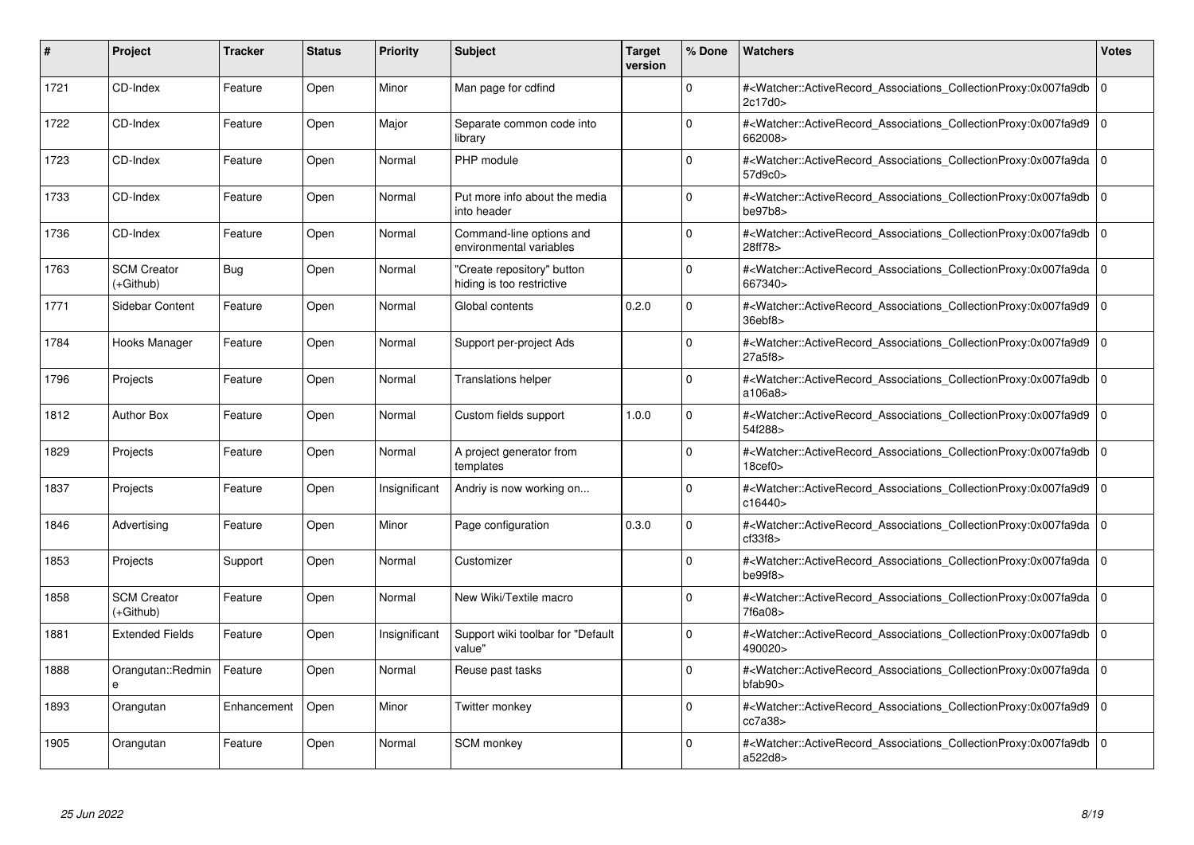| # | Project | Tracker | Status | Priority | Subject | Target version | % Done | Watchers | Votes |
|---|---|---|---|---|---|---|---|---|---|
| 1721 | CD-Index | Feature | Open | Minor | Man page for cdfind | | 0 | #<Watcher::ActiveRecord_Associations_CollectionProxy:0x007fa9db2c17d0> | 0 |
| 1722 | CD-Index | Feature | Open | Major | Separate common code into library | | 0 | #<Watcher::ActiveRecord_Associations_CollectionProxy:0x007fa9d9662008> | 0 |
| 1723 | CD-Index | Feature | Open | Normal | PHP module | | 0 | #<Watcher::ActiveRecord_Associations_CollectionProxy:0x007fa9da57d9c0> | 0 |
| 1733 | CD-Index | Feature | Open | Normal | Put more info about the media into header | | 0 | #<Watcher::ActiveRecord_Associations_CollectionProxy:0x007fa9dbbe97b8> | 0 |
| 1736 | CD-Index | Feature | Open | Normal | Command-line options and environmental variables | | 0 | #<Watcher::ActiveRecord_Associations_CollectionProxy:0x007fa9db28ff78> | 0 |
| 1763 | SCM Creator (+Github) | Bug | Open | Normal | "Create repository" button hiding is too restrictive | | 0 | #<Watcher::ActiveRecord_Associations_CollectionProxy:0x007fa9da667340> | 0 |
| 1771 | Sidebar Content | Feature | Open | Normal | Global contents | 0.2.0 | 0 | #<Watcher::ActiveRecord_Associations_CollectionProxy:0x007fa9d936ebf8> | 0 |
| 1784 | Hooks Manager | Feature | Open | Normal | Support per-project Ads | | 0 | #<Watcher::ActiveRecord_Associations_CollectionProxy:0x007fa9d927a5f8> | 0 |
| 1796 | Projects | Feature | Open | Normal | Translations helper | | 0 | #<Watcher::ActiveRecord_Associations_CollectionProxy:0x007fa9dba106a8> | 0 |
| 1812 | Author Box | Feature | Open | Normal | Custom fields support | 1.0.0 | 0 | #<Watcher::ActiveRecord_Associations_CollectionProxy:0x007fa9d954f288> | 0 |
| 1829 | Projects | Feature | Open | Normal | A project generator from templates | | 0 | #<Watcher::ActiveRecord_Associations_CollectionProxy:0x007fa9db18cef0> | 0 |
| 1837 | Projects | Feature | Open | Insignificant | Andriy is now working on... | | 0 | #<Watcher::ActiveRecord_Associations_CollectionProxy:0x007fa9d9c16440> | 0 |
| 1846 | Advertising | Feature | Open | Minor | Page configuration | 0.3.0 | 0 | #<Watcher::ActiveRecord_Associations_CollectionProxy:0x007fa9dacf33f8> | 0 |
| 1853 | Projects | Support | Open | Normal | Customizer | | 0 | #<Watcher::ActiveRecord_Associations_CollectionProxy:0x007fa9dabe99f8> | 0 |
| 1858 | SCM Creator (+Github) | Feature | Open | Normal | New Wiki/Textile macro | | 0 | #<Watcher::ActiveRecord_Associations_CollectionProxy:0x007fa9da7f6a08> | 0 |
| 1881 | Extended Fields | Feature | Open | Insignificant | Support wiki toolbar for "Default value" | | 0 | #<Watcher::ActiveRecord_Associations_CollectionProxy:0x007fa9db490020> | 0 |
| 1888 | Orangutan::Redmine | Feature | Open | Normal | Reuse past tasks | | 0 | #<Watcher::ActiveRecord_Associations_CollectionProxy:0x007fa9dabfab90> | 0 |
| 1893 | Orangutan | Enhancement | Open | Minor | Twitter monkey | | 0 | #<Watcher::ActiveRecord_Associations_CollectionProxy:0x007fa9d9cc7a38> | 0 |
| 1905 | Orangutan | Feature | Open | Normal | SCM monkey | | 0 | #<Watcher::ActiveRecord_Associations_CollectionProxy:0x007fa9dba522d8> | 0 |

*25 Jun 2022*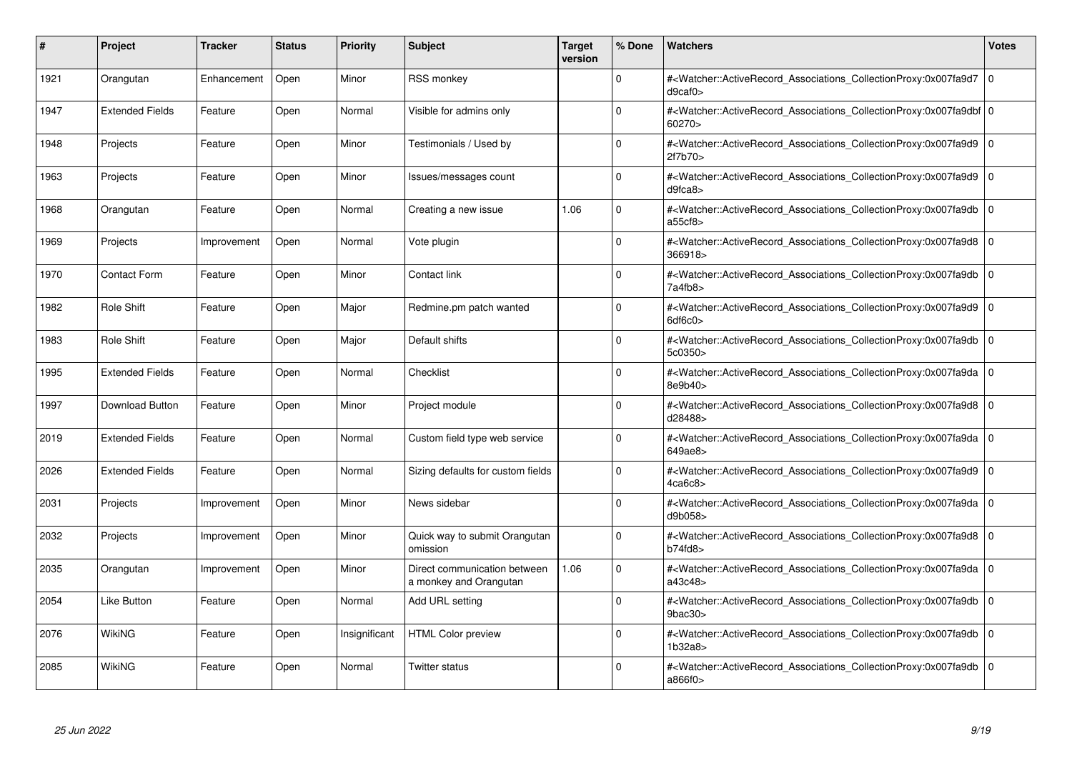| # | Project | Tracker | Status | Priority | Subject | Target version | % Done | Watchers | Votes |
|---|---|---|---|---|---|---|---|---|---|
| 1921 | Orangutan | Enhancement | Open | Minor | RSS monkey | | 0 | #<Watcher::ActiveRecord_Associations_CollectionProxy:0x007fa9d7d9caf0> | 0 |
| 1947 | Extended Fields | Feature | Open | Normal | Visible for admins only | | 0 | #<Watcher::ActiveRecord_Associations_CollectionProxy:0x007fa9dbf60270> | 0 |
| 1948 | Projects | Feature | Open | Minor | Testimonials / Used by | | 0 | #<Watcher::ActiveRecord_Associations_CollectionProxy:0x007fa9d92f7b70> | 0 |
| 1963 | Projects | Feature | Open | Minor | Issues/messages count | | 0 | #<Watcher::ActiveRecord_Associations_CollectionProxy:0x007fa9d9d9fca8> | 0 |
| 1968 | Orangutan | Feature | Open | Normal | Creating a new issue | 1.06 | 0 | #<Watcher::ActiveRecord_Associations_CollectionProxy:0x007fa9dba55cf8> | 0 |
| 1969 | Projects | Improvement | Open | Normal | Vote plugin | | 0 | #<Watcher::ActiveRecord_Associations_CollectionProxy:0x007fa9d8366918> | 0 |
| 1970 | Contact Form | Feature | Open | Minor | Contact link | | 0 | #<Watcher::ActiveRecord_Associations_CollectionProxy:0x007fa9db7a4fb8> | 0 |
| 1982 | Role Shift | Feature | Open | Major | Redmine.pm patch wanted | | 0 | #<Watcher::ActiveRecord_Associations_CollectionProxy:0x007fa9d96df6c0> | 0 |
| 1983 | Role Shift | Feature | Open | Major | Default shifts | | 0 | #<Watcher::ActiveRecord_Associations_CollectionProxy:0x007fa9db5c0350> | 0 |
| 1995 | Extended Fields | Feature | Open | Normal | Checklist | | 0 | #<Watcher::ActiveRecord_Associations_CollectionProxy:0x007fa9da8e9b40> | 0 |
| 1997 | Download Button | Feature | Open | Minor | Project module | | 0 | #<Watcher::ActiveRecord_Associations_CollectionProxy:0x007fa9d8d28488> | 0 |
| 2019 | Extended Fields | Feature | Open | Normal | Custom field type web service | | 0 | #<Watcher::ActiveRecord_Associations_CollectionProxy:0x007fa9da649ae8> | 0 |
| 2026 | Extended Fields | Feature | Open | Normal | Sizing defaults for custom fields | | 0 | #<Watcher::ActiveRecord_Associations_CollectionProxy:0x007fa9d94ca6c8> | 0 |
| 2031 | Projects | Improvement | Open | Minor | News sidebar | | 0 | #<Watcher::ActiveRecord_Associations_CollectionProxy:0x007fa9dad9b058> | 0 |
| 2032 | Projects | Improvement | Open | Minor | Quick way to submit Orangutan omission | | 0 | #<Watcher::ActiveRecord_Associations_CollectionProxy:0x007fa9d8b74fd8> | 0 |
| 2035 | Orangutan | Improvement | Open | Minor | Direct communication between a monkey and Orangutan | 1.06 | 0 | #<Watcher::ActiveRecord_Associations_CollectionProxy:0x007fa9daa43c48> | 0 |
| 2054 | Like Button | Feature | Open | Normal | Add URL setting | | 0 | #<Watcher::ActiveRecord_Associations_CollectionProxy:0x007fa9db9bac30> | 0 |
| 2076 | WikiNG | Feature | Open | Insignificant | HTML Color preview | | 0 | #<Watcher::ActiveRecord_Associations_CollectionProxy:0x007fa9db1b32a8> | 0 |
| 2085 | WikiNG | Feature | Open | Normal | Twitter status | | 0 | #<Watcher::ActiveRecord_Associations_CollectionProxy:0x007fa9dba866f0> | 0 |

*25 Jun 2022*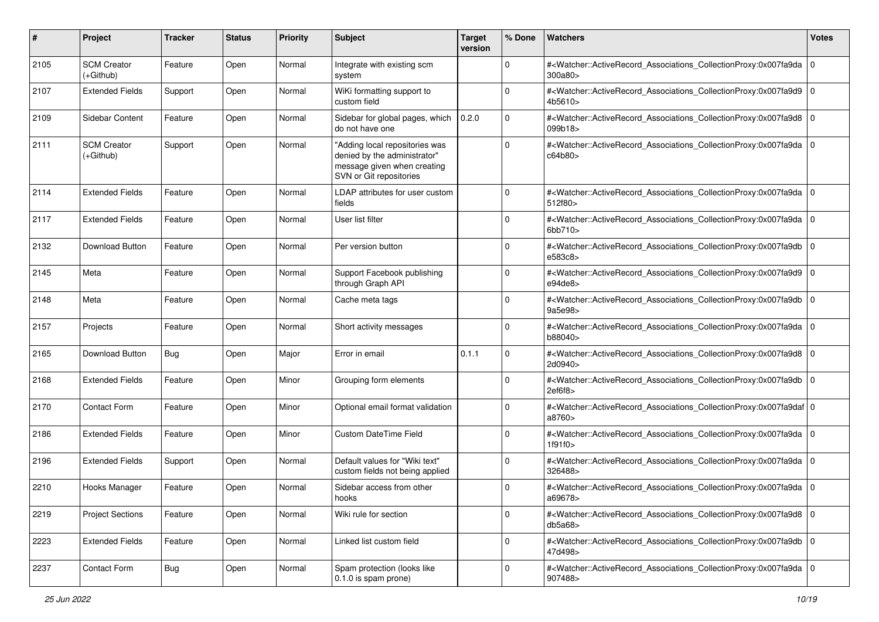| # | Project | Tracker | Status | Priority | Subject | Target version | % Done | Watchers | Votes |
|---|---|---|---|---|---|---|---|---|---|
| 2105 | SCM Creator (+Github) | Feature | Open | Normal | Integrate with existing scm system | | 0 | #<Watcher::ActiveRecord_Associations_CollectionProxy:0x007fa9da300a80> | 0 |
| 2107 | Extended Fields | Support | Open | Normal | WiKi formatting support to custom field | | 0 | #<Watcher::ActiveRecord_Associations_CollectionProxy:0x007fa9d94b5610> | 0 |
| 2109 | Sidebar Content | Feature | Open | Normal | Sidebar for global pages, which do not have one | 0.2.0 | 0 | #<Watcher::ActiveRecord_Associations_CollectionProxy:0x007fa9d8099b18> | 0 |
| 2111 | SCM Creator (+Github) | Support | Open | Normal | "Adding local repositories was denied by the administrator" message given when creating SVN or Git repositories | | 0 | #<Watcher::ActiveRecord_Associations_CollectionProxy:0x007fa9dac64b80> | 0 |
| 2114 | Extended Fields | Feature | Open | Normal | LDAP attributes for user custom fields | | 0 | #<Watcher::ActiveRecord_Associations_CollectionProxy:0x007fa9da512f80> | 0 |
| 2117 | Extended Fields | Feature | Open | Normal | User list filter | | 0 | #<Watcher::ActiveRecord_Associations_CollectionProxy:0x007fa9da6bb710> | 0 |
| 2132 | Download Button | Feature | Open | Normal | Per version button | | 0 | #<Watcher::ActiveRecord_Associations_CollectionProxy:0x007fa9dbe583c8> | 0 |
| 2145 | Meta | Feature | Open | Normal | Support Facebook publishing through Graph API | | 0 | #<Watcher::ActiveRecord_Associations_CollectionProxy:0x007fa9d9e94de8> | 0 |
| 2148 | Meta | Feature | Open | Normal | Cache meta tags | | 0 | #<Watcher::ActiveRecord_Associations_CollectionProxy:0x007fa9db9a5e98> | 0 |
| 2157 | Projects | Feature | Open | Normal | Short activity messages | | 0 | #<Watcher::ActiveRecord_Associations_CollectionProxy:0x007fa9dab88040> | 0 |
| 2165 | Download Button | Bug | Open | Major | Error in email | 0.1.1 | 0 | #<Watcher::ActiveRecord_Associations_CollectionProxy:0x007fa9d82d0940> | 0 |
| 2168 | Extended Fields | Feature | Open | Minor | Grouping form elements | | 0 | #<Watcher::ActiveRecord_Associations_CollectionProxy:0x007fa9db2ef6f8> | 0 |
| 2170 | Contact Form | Feature | Open | Minor | Optional email format validation | | 0 | #<Watcher::ActiveRecord_Associations_CollectionProxy:0x007fa9dafa8760> | 0 |
| 2186 | Extended Fields | Feature | Open | Minor | Custom DateTime Field | | 0 | #<Watcher::ActiveRecord_Associations_CollectionProxy:0x007fa9da1f91f0> | 0 |
| 2196 | Extended Fields | Support | Open | Normal | Default values for "Wiki text" custom fields not being applied | | 0 | #<Watcher::ActiveRecord_Associations_CollectionProxy:0x007fa9da326488> | 0 |
| 2210 | Hooks Manager | Feature | Open | Normal | Sidebar access from other hooks | | 0 | #<Watcher::ActiveRecord_Associations_CollectionProxy:0x007fa9daa69678> | 0 |
| 2219 | Project Sections | Feature | Open | Normal | Wiki rule for section | | 0 | #<Watcher::ActiveRecord_Associations_CollectionProxy:0x007fa9d8db5a68> | 0 |
| 2223 | Extended Fields | Feature | Open | Normal | Linked list custom field | | 0 | #<Watcher::ActiveRecord_Associations_CollectionProxy:0x007fa9db47d498> | 0 |
| 2237 | Contact Form | Bug | Open | Normal | Spam protection (looks like 0.1.0 is spam prone) | | 0 | #<Watcher::ActiveRecord_Associations_CollectionProxy:0x007fa9da907488> | 0 |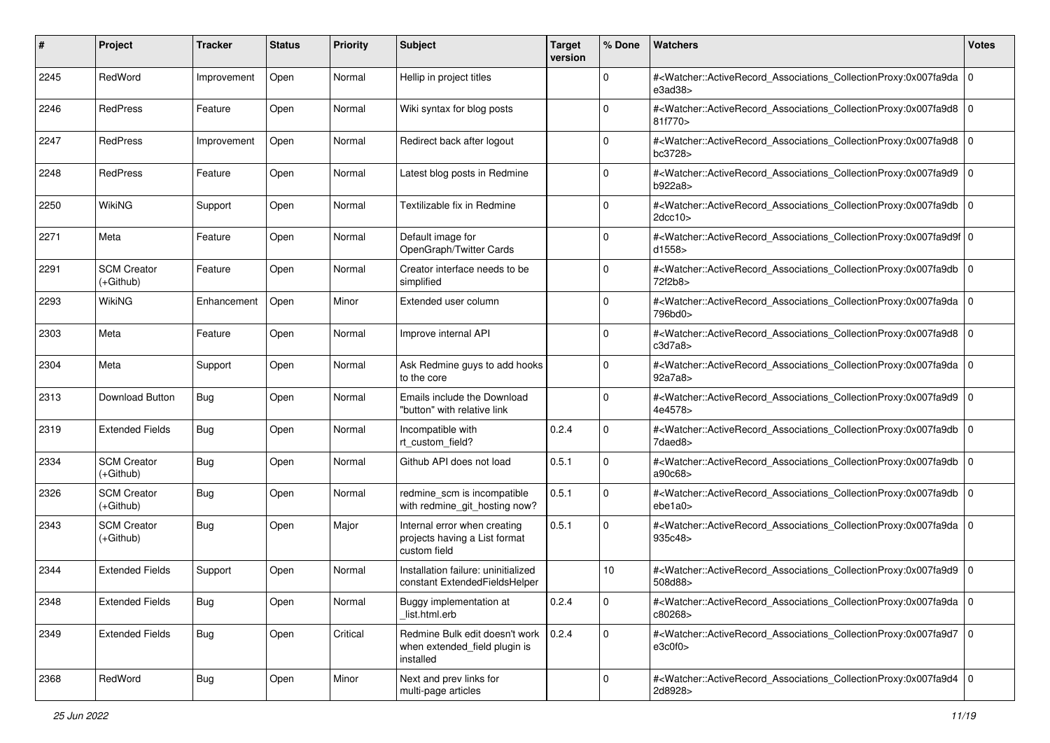| # | Project | Tracker | Status | Priority | Subject | Target version | % Done | Watchers | Votes |
|---|---|---|---|---|---|---|---|---|---|
| 2245 | RedWord | Improvement | Open | Normal | Hellip in project titles | | 0 | #<Watcher::ActiveRecord_Associations_CollectionProxy:0x007fa9dae3ad38> | 0 |
| 2246 | RedPress | Feature | Open | Normal | Wiki syntax for blog posts | | 0 | #<Watcher::ActiveRecord_Associations_CollectionProxy:0x007fa9d881f770> | 0 |
| 2247 | RedPress | Improvement | Open | Normal | Redirect back after logout | | 0 | #<Watcher::ActiveRecord_Associations_CollectionProxy:0x007fa9d8bc3728> | 0 |
| 2248 | RedPress | Feature | Open | Normal | Latest blog posts in Redmine | | 0 | #<Watcher::ActiveRecord_Associations_CollectionProxy:0x007fa9d9b922a8> | 0 |
| 2250 | WikiNG | Support | Open | Normal | Textilizable fix in Redmine | | 0 | #<Watcher::ActiveRecord_Associations_CollectionProxy:0x007fa9db2dcc10> | 0 |
| 2271 | Meta | Feature | Open | Normal | Default image for OpenGraph/Twitter Cards | | 0 | #<Watcher::ActiveRecord_Associations_CollectionProxy:0x007fa9d9fd1558> | 0 |
| 2291 | SCM Creator (+Github) | Feature | Open | Normal | Creator interface needs to be simplified | | 0 | #<Watcher::ActiveRecord_Associations_CollectionProxy:0x007fa9db72f2b8> | 0 |
| 2293 | WikiNG | Enhancement | Open | Minor | Extended user column | | 0 | #<Watcher::ActiveRecord_Associations_CollectionProxy:0x007fa9da796bd0> | 0 |
| 2303 | Meta | Feature | Open | Normal | Improve internal API | | 0 | #<Watcher::ActiveRecord_Associations_CollectionProxy:0x007fa9d8c3d7a8> | 0 |
| 2304 | Meta | Support | Open | Normal | Ask Redmine guys to add hooks to the core | | 0 | #<Watcher::ActiveRecord_Associations_CollectionProxy:0x007fa9da92a7a8> | 0 |
| 2313 | Download Button | Bug | Open | Normal | Emails include the Download "button" with relative link | | 0 | #<Watcher::ActiveRecord_Associations_CollectionProxy:0x007fa9d94e4578> | 0 |
| 2319 | Extended Fields | Bug | Open | Normal | Incompatible with rt_custom_field? | 0.2.4 | 0 | #<Watcher::ActiveRecord_Associations_CollectionProxy:0x007fa9db7daed8> | 0 |
| 2334 | SCM Creator (+Github) | Bug | Open | Normal | Github API does not load | 0.5.1 | 0 | #<Watcher::ActiveRecord_Associations_CollectionProxy:0x007fa9dba90c68> | 0 |
| 2326 | SCM Creator (+Github) | Bug | Open | Normal | redmine_scm is incompatible with redmine_git_hosting now? | 0.5.1 | 0 | #<Watcher::ActiveRecord_Associations_CollectionProxy:0x007fa9dbebe1a0> | 0 |
| 2343 | SCM Creator (+Github) | Bug | Open | Major | Internal error when creating projects having a List format custom field | 0.5.1 | 0 | #<Watcher::ActiveRecord_Associations_CollectionProxy:0x007fa9da935c48> | 0 |
| 2344 | Extended Fields | Support | Open | Normal | Installation failure: uninitialized constant ExtendedFieldsHelper | | 10 | #<Watcher::ActiveRecord_Associations_CollectionProxy:0x007fa9d9508d88> | 0 |
| 2348 | Extended Fields | Bug | Open | Normal | Buggy implementation at _list.html.erb | 0.2.4 | 0 | #<Watcher::ActiveRecord_Associations_CollectionProxy:0x007fa9dac80268> | 0 |
| 2349 | Extended Fields | Bug | Open | Critical | Redmine Bulk edit doesn't work when extended_field plugin is installed | 0.2.4 | 0 | #<Watcher::ActiveRecord_Associations_CollectionProxy:0x007fa9d7e3c0f0> | 0 |
| 2368 | RedWord | Bug | Open | Minor | Next and prev links for multi-page articles | | 0 | #<Watcher::ActiveRecord_Associations_CollectionProxy:0x007fa9d42d8928> | 0 |

*25 Jun 2022*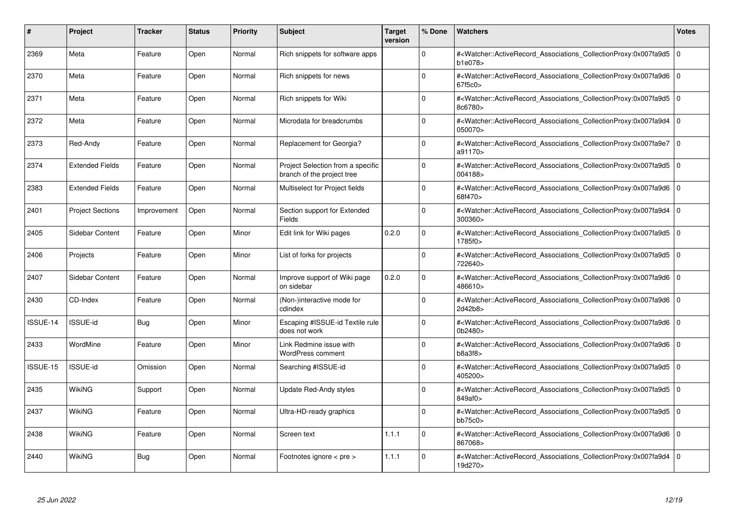| # | Project | Tracker | Status | Priority | Subject | Target version | % Done | Watchers | Votes |
|---|---|---|---|---|---|---|---|---|---|
| 2369 | Meta | Feature | Open | Normal | Rich snippets for software apps |  | 0 | #<Watcher::ActiveRecord_Associations_CollectionProxy:0x007fa9d5b1e078> | 0 |
| 2370 | Meta | Feature | Open | Normal | Rich snippets for news |  | 0 | #<Watcher::ActiveRecord_Associations_CollectionProxy:0x007fa9d667f5c0> | 0 |
| 2371 | Meta | Feature | Open | Normal | Rich snippets for Wiki |  | 0 | #<Watcher::ActiveRecord_Associations_CollectionProxy:0x007fa9d58c6780> | 0 |
| 2372 | Meta | Feature | Open | Normal | Microdata for breadcrumbs |  | 0 | #<Watcher::ActiveRecord_Associations_CollectionProxy:0x007fa9d4050070> | 0 |
| 2373 | Red-Andy | Feature | Open | Normal | Replacement for Georgia? |  | 0 | #<Watcher::ActiveRecord_Associations_CollectionProxy:0x007fa9e7a91170> | 0 |
| 2374 | Extended Fields | Feature | Open | Normal | Project Selection from a specific branch of the project tree |  | 0 | #<Watcher::ActiveRecord_Associations_CollectionProxy:0x007fa9d5004188> | 0 |
| 2383 | Extended Fields | Feature | Open | Normal | Multiselect for Project fields |  | 0 | #<Watcher::ActiveRecord_Associations_CollectionProxy:0x007fa9d668f470> | 0 |
| 2401 | Project Sections | Improvement | Open | Normal | Section support for Extended Fields |  | 0 | #<Watcher::ActiveRecord_Associations_CollectionProxy:0x007fa9d4300360> | 0 |
| 2405 | Sidebar Content | Feature | Open | Minor | Edit link for Wiki pages | 0.2.0 | 0 | #<Watcher::ActiveRecord_Associations_CollectionProxy:0x007fa9d51785f0> | 0 |
| 2406 | Projects | Feature | Open | Minor | List of forks for projects |  | 0 | #<Watcher::ActiveRecord_Associations_CollectionProxy:0x007fa9d5722640> | 0 |
| 2407 | Sidebar Content | Feature | Open | Normal | Improve support of Wiki page on sidebar | 0.2.0 | 0 | #<Watcher::ActiveRecord_Associations_CollectionProxy:0x007fa9d6486610> | 0 |
| 2430 | CD-Index | Feature | Open | Normal | (Non-)interactive mode for cdindex |  | 0 | #<Watcher::ActiveRecord_Associations_CollectionProxy:0x007fa9d62d42b8> | 0 |
| ISSUE-14 | ISSUE-id | Bug | Open | Minor | Escaping #ISSUE-id Textile rule does not work |  | 0 | #<Watcher::ActiveRecord_Associations_CollectionProxy:0x007fa9d60b2480> | 0 |
| 2433 | WordMine | Feature | Open | Minor | Link Redmine issue with WordPress comment |  | 0 | #<Watcher::ActiveRecord_Associations_CollectionProxy:0x007fa9d6b8a3f8> | 0 |
| ISSUE-15 | ISSUE-id | Omission | Open | Normal | Searching #ISSUE-id |  | 0 | #<Watcher::ActiveRecord_Associations_CollectionProxy:0x007fa9d5405200> | 0 |
| 2435 | WikiNG | Support | Open | Normal | Update Red-Andy styles |  | 0 | #<Watcher::ActiveRecord_Associations_CollectionProxy:0x007fa9d5849af0> | 0 |
| 2437 | WikiNG | Feature | Open | Normal | Ultra-HD-ready graphics |  | 0 | #<Watcher::ActiveRecord_Associations_CollectionProxy:0x007fa9d5bb75c0> | 0 |
| 2438 | WikiNG | Feature | Open | Normal | Screen text | 1.1.1 | 0 | #<Watcher::ActiveRecord_Associations_CollectionProxy:0x007fa9d6867068> | 0 |
| 2440 | WikiNG | Bug | Open | Normal | Footnotes ignore < pre > | 1.1.1 | 0 | #<Watcher::ActiveRecord_Associations_CollectionProxy:0x007fa9d419d270> | 0 |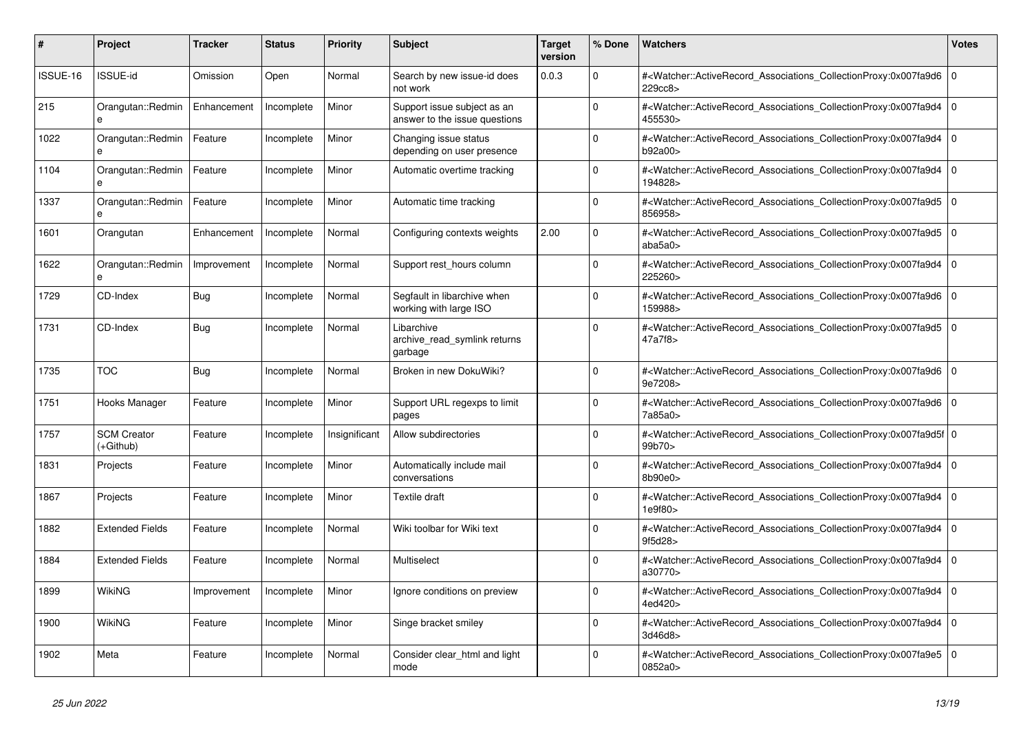| # | Project | Tracker | Status | Priority | Subject | Target version | % Done | Watchers | Votes |
|---|---|---|---|---|---|---|---|---|---|
| ISSUE-16 | ISSUE-id | Omission | Open | Normal | Search by new issue-id does not work | 0.0.3 | 0 | #<Watcher::ActiveRecord_Associations_CollectionProxy:0x007fa9d6229cc8> | 0 |
| 215 | Orangutan::Redmine | Enhancement | Incomplete | Minor | Support issue subject as an answer to the issue questions | | 0 | #<Watcher::ActiveRecord_Associations_CollectionProxy:0x007fa9d4455530> | 0 |
| 1022 | Orangutan::Redmine | Feature | Incomplete | Minor | Changing issue status depending on user presence | | 0 | #<Watcher::ActiveRecord_Associations_CollectionProxy:0x007fa9d4b92a00> | 0 |
| 1104 | Orangutan::Redmine | Feature | Incomplete | Minor | Automatic overtime tracking | | 0 | #<Watcher::ActiveRecord_Associations_CollectionProxy:0x007fa9d4194828> | 0 |
| 1337 | Orangutan::Redmine | Feature | Incomplete | Minor | Automatic time tracking | | 0 | #<Watcher::ActiveRecord_Associations_CollectionProxy:0x007fa9d5856958> | 0 |
| 1601 | Orangutan | Enhancement | Incomplete | Normal | Configuring contexts weights | 2.00 | 0 | #<Watcher::ActiveRecord_Associations_CollectionProxy:0x007fa9d5aba5a0> | 0 |
| 1622 | Orangutan::Redmine | Improvement | Incomplete | Normal | Support rest_hours column | | 0 | #<Watcher::ActiveRecord_Associations_CollectionProxy:0x007fa9d4225260> | 0 |
| 1729 | CD-Index | Bug | Incomplete | Normal | Segfault in libarchive when working with large ISO | | 0 | #<Watcher::ActiveRecord_Associations_CollectionProxy:0x007fa9d6159988> | 0 |
| 1731 | CD-Index | Bug | Incomplete | Normal | Libarchive archive_read_symlink returns garbage | | 0 | #<Watcher::ActiveRecord_Associations_CollectionProxy:0x007fa9d547a7f8> | 0 |
| 1735 | TOC | Bug | Incomplete | Normal | Broken in new DokuWiki? | | 0 | #<Watcher::ActiveRecord_Associations_CollectionProxy:0x007fa9d69e7208> | 0 |
| 1751 | Hooks Manager | Feature | Incomplete | Minor | Support URL regexps to limit pages | | 0 | #<Watcher::ActiveRecord_Associations_CollectionProxy:0x007fa9d67a85a0> | 0 |
| 1757 | SCM Creator (+Github) | Feature | Incomplete | Insignificant | Allow subdirectories | | 0 | #<Watcher::ActiveRecord_Associations_CollectionProxy:0x007fa9d5f99b70> | 0 |
| 1831 | Projects | Feature | Incomplete | Minor | Automatically include mail conversations | | 0 | #<Watcher::ActiveRecord_Associations_CollectionProxy:0x007fa9d48b90e0> | 0 |
| 1867 | Projects | Feature | Incomplete | Minor | Textile draft | | 0 | #<Watcher::ActiveRecord_Associations_CollectionProxy:0x007fa9d41e9f80> | 0 |
| 1882 | Extended Fields | Feature | Incomplete | Normal | Wiki toolbar for Wiki text | | 0 | #<Watcher::ActiveRecord_Associations_CollectionProxy:0x007fa9d49f5d28> | 0 |
| 1884 | Extended Fields | Feature | Incomplete | Normal | Multiselect | | 0 | #<Watcher::ActiveRecord_Associations_CollectionProxy:0x007fa9d4a30770> | 0 |
| 1899 | WikiNG | Improvement | Incomplete | Minor | Ignore conditions on preview | | 0 | #<Watcher::ActiveRecord_Associations_CollectionProxy:0x007fa9d44ed420> | 0 |
| 1900 | WikiNG | Feature | Incomplete | Minor | Singe bracket smiley | | 0 | #<Watcher::ActiveRecord_Associations_CollectionProxy:0x007fa9d43d46d8> | 0 |
| 1902 | Meta | Feature | Incomplete | Normal | Consider clear_html and light mode | | 0 | #<Watcher::ActiveRecord_Associations_CollectionProxy:0x007fa9e50852a0> | 0 |

*25 Jun 2022*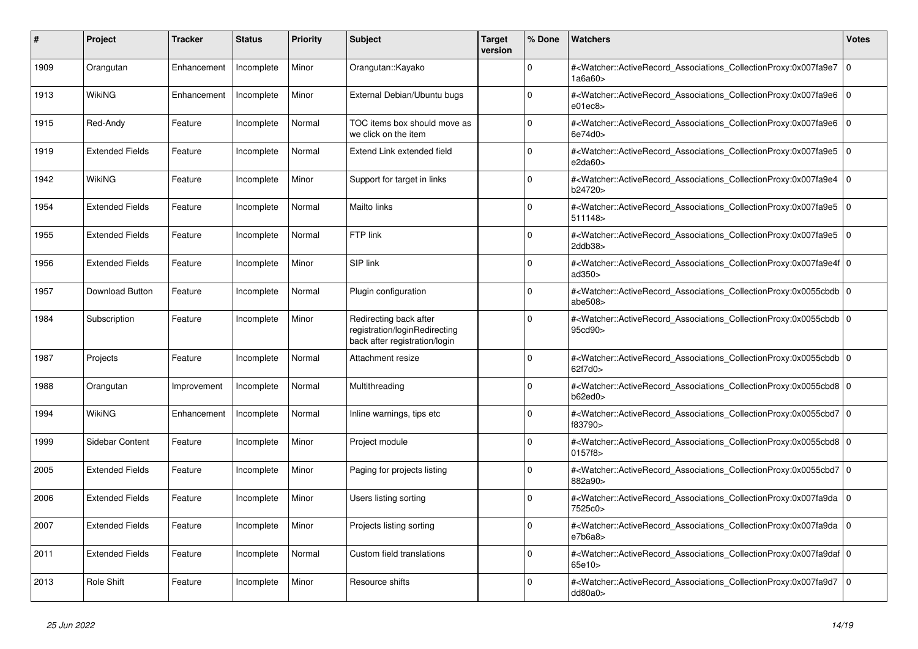| # | Project | Tracker | Status | Priority | Subject | Target version | % Done | Watchers | Votes |
|---|---|---|---|---|---|---|---|---|---|
| 1909 | Orangutan | Enhancement | Incomplete | Minor | Orangutan::Kayako | | 0 | #<Watcher::ActiveRecord_Associations_CollectionProxy:0x007fa9e71a6a60> | 0 |
| 1913 | WikiNG | Enhancement | Incomplete | Minor | External Debian/Ubuntu bugs | | 0 | #<Watcher::ActiveRecord_Associations_CollectionProxy:0x007fa9e6e01ec8> | 0 |
| 1915 | Red-Andy | Feature | Incomplete | Normal | TOC items box should move as we click on the item | | 0 | #<Watcher::ActiveRecord_Associations_CollectionProxy:0x007fa9e66e74d0> | 0 |
| 1919 | Extended Fields | Feature | Incomplete | Normal | Extend Link extended field | | 0 | #<Watcher::ActiveRecord_Associations_CollectionProxy:0x007fa9e5e2da60> | 0 |
| 1942 | WikiNG | Feature | Incomplete | Minor | Support for target in links | | 0 | #<Watcher::ActiveRecord_Associations_CollectionProxy:0x007fa9e4b24720> | 0 |
| 1954 | Extended Fields | Feature | Incomplete | Normal | Mailto links | | 0 | #<Watcher::ActiveRecord_Associations_CollectionProxy:0x007fa9e5511148> | 0 |
| 1955 | Extended Fields | Feature | Incomplete | Normal | FTP link | | 0 | #<Watcher::ActiveRecord_Associations_CollectionProxy:0x007fa9e52ddb38> | 0 |
| 1956 | Extended Fields | Feature | Incomplete | Minor | SIP link | | 0 | #<Watcher::ActiveRecord_Associations_CollectionProxy:0x007fa9e4fad350> | 0 |
| 1957 | Download Button | Feature | Incomplete | Normal | Plugin configuration | | 0 | #<Watcher::ActiveRecord_Associations_CollectionProxy:0x0055cbdbabe508> | 0 |
| 1984 | Subscription | Feature | Incomplete | Minor | Redirecting back after registration/loginRedirecting back after registration/login | | 0 | #<Watcher::ActiveRecord_Associations_CollectionProxy:0x0055cbdb95cd90> | 0 |
| 1987 | Projects | Feature | Incomplete | Normal | Attachment resize | | 0 | #<Watcher::ActiveRecord_Associations_CollectionProxy:0x0055cbdb62f7d0> | 0 |
| 1988 | Orangutan | Improvement | Incomplete | Normal | Multithreading | | 0 | #<Watcher::ActiveRecord_Associations_CollectionProxy:0x0055cbd8b62ed0> | 0 |
| 1994 | WikiNG | Enhancement | Incomplete | Normal | Inline warnings, tips etc | | 0 | #<Watcher::ActiveRecord_Associations_CollectionProxy:0x0055cbd7f83790> | 0 |
| 1999 | Sidebar Content | Feature | Incomplete | Minor | Project module | | 0 | #<Watcher::ActiveRecord_Associations_CollectionProxy:0x0055cbd80157f8> | 0 |
| 2005 | Extended Fields | Feature | Incomplete | Minor | Paging for projects listing | | 0 | #<Watcher::ActiveRecord_Associations_CollectionProxy:0x0055cbd7882a90> | 0 |
| 2006 | Extended Fields | Feature | Incomplete | Minor | Users listing sorting | | 0 | #<Watcher::ActiveRecord_Associations_CollectionProxy:0x007fa9da7525c0> | 0 |
| 2007 | Extended Fields | Feature | Incomplete | Minor | Projects listing sorting | | 0 | #<Watcher::ActiveRecord_Associations_CollectionProxy:0x007fa9dae7b6a8> | 0 |
| 2011 | Extended Fields | Feature | Incomplete | Normal | Custom field translations | | 0 | #<Watcher::ActiveRecord_Associations_CollectionProxy:0x007fa9daf65e10> | 0 |
| 2013 | Role Shift | Feature | Incomplete | Minor | Resource shifts | | 0 | #<Watcher::ActiveRecord_Associations_CollectionProxy:0x007fa9d7dd80a0> | 0 |

*25 Jun 2022*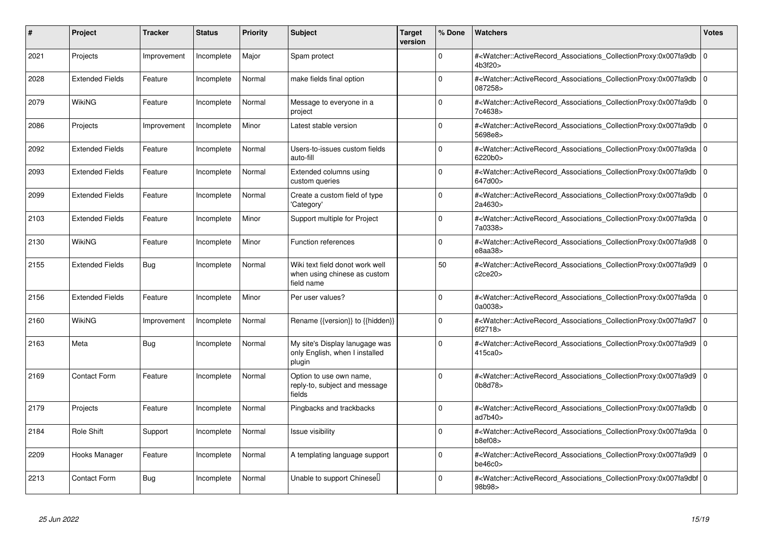| # | Project | Tracker | Status | Priority | Subject | Target version | % Done | Watchers | Votes |
|---|---|---|---|---|---|---|---|---|---|
| 2021 | Projects | Improvement | Incomplete | Major | Spam protect | | 0 | #<Watcher::ActiveRecord_Associations_CollectionProxy:0x007fa9db4b3f20> | 0 |
| 2028 | Extended Fields | Feature | Incomplete | Normal | make fields final option | | 0 | #<Watcher::ActiveRecord_Associations_CollectionProxy:0x007fa9db087258> | 0 |
| 2079 | WikiNG | Feature | Incomplete | Normal | Message to everyone in a project | | 0 | #<Watcher::ActiveRecord_Associations_CollectionProxy:0x007fa9db7c4638> | 0 |
| 2086 | Projects | Improvement | Incomplete | Minor | Latest stable version | | 0 | #<Watcher::ActiveRecord_Associations_CollectionProxy:0x007fa9db5698e8> | 0 |
| 2092 | Extended Fields | Feature | Incomplete | Normal | Users-to-issues custom fields auto-fill | | 0 | #<Watcher::ActiveRecord_Associations_CollectionProxy:0x007fa9da6220b0> | 0 |
| 2093 | Extended Fields | Feature | Incomplete | Normal | Extended columns using custom queries | | 0 | #<Watcher::ActiveRecord_Associations_CollectionProxy:0x007fa9db647d00> | 0 |
| 2099 | Extended Fields | Feature | Incomplete | Normal | Create a custom field of type 'Category' | | 0 | #<Watcher::ActiveRecord_Associations_CollectionProxy:0x007fa9db2a4630> | 0 |
| 2103 | Extended Fields | Feature | Incomplete | Minor | Support multiple for Project | | 0 | #<Watcher::ActiveRecord_Associations_CollectionProxy:0x007fa9da7a0338> | 0 |
| 2130 | WikiNG | Feature | Incomplete | Minor | Function references | | 0 | #<Watcher::ActiveRecord_Associations_CollectionProxy:0x007fa9d8e8aa38> | 0 |
| 2155 | Extended Fields | Bug | Incomplete | Normal | Wiki text field donot work well when using chinese as custom field name | | 50 | #<Watcher::ActiveRecord_Associations_CollectionProxy:0x007fa9d9c2ce20> | 0 |
| 2156 | Extended Fields | Feature | Incomplete | Minor | Per user values? | | 0 | #<Watcher::ActiveRecord_Associations_CollectionProxy:0x007fa9da0a0038> | 0 |
| 2160 | WikiNG | Improvement | Incomplete | Normal | Rename {{version}} to {{hidden}} | | 0 | #<Watcher::ActiveRecord_Associations_CollectionProxy:0x007fa9d76f2718> | 0 |
| 2163 | Meta | Bug | Incomplete | Normal | My site's Display lanugage was only English, when I installed plugin | | 0 | #<Watcher::ActiveRecord_Associations_CollectionProxy:0x007fa9d9415ca0> | 0 |
| 2169 | Contact Form | Feature | Incomplete | Normal | Option to use own name, reply-to, subject and message fields | | 0 | #<Watcher::ActiveRecord_Associations_CollectionProxy:0x007fa9d90b8d78> | 0 |
| 2179 | Projects | Feature | Incomplete | Normal | Pingbacks and trackbacks | | 0 | #<Watcher::ActiveRecord_Associations_CollectionProxy:0x007fa9dbad7b40> | 0 |
| 2184 | Role Shift | Support | Incomplete | Normal | Issue visibility | | 0 | #<Watcher::ActiveRecord_Associations_CollectionProxy:0x007fa9dab8ef08> | 0 |
| 2209 | Hooks Manager | Feature | Incomplete | Normal | A templating language support | | 0 | #<Watcher::ActiveRecord_Associations_CollectionProxy:0x007fa9d9be46c0> | 0 |
| 2213 | Contact Form | Bug | Incomplete | Normal | Unable to support Chinese | | 0 | #<Watcher::ActiveRecord_Associations_CollectionProxy:0x007fa9dbf98b98> | 0 |

*25 Jun 2022*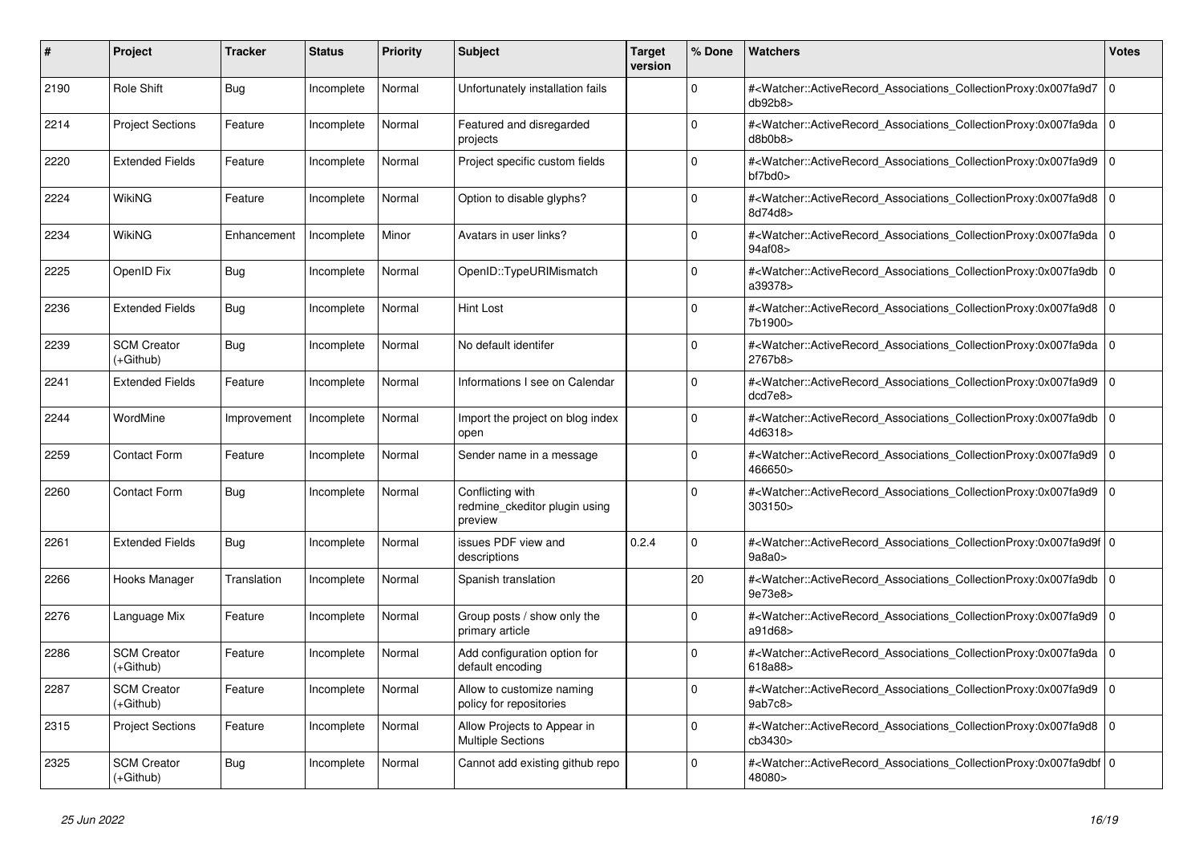| # | Project | Tracker | Status | Priority | Subject | Target version | % Done | Watchers | Votes |
|---|---|---|---|---|---|---|---|---|---|
| 2190 | Role Shift | Bug | Incomplete | Normal | Unfortunately installation fails | | 0 | #<Watcher::ActiveRecord_Associations_CollectionProxy:0x007fa9d7db92b8> | 0 |
| 2214 | Project Sections | Feature | Incomplete | Normal | Featured and disregarded projects | | 0 | #<Watcher::ActiveRecord_Associations_CollectionProxy:0x007fa9dad8b0b8> | 0 |
| 2220 | Extended Fields | Feature | Incomplete | Normal | Project specific custom fields | | 0 | #<Watcher::ActiveRecord_Associations_CollectionProxy:0x007fa9d9bf7bd0> | 0 |
| 2224 | WikiNG | Feature | Incomplete | Normal | Option to disable glyphs? | | 0 | #<Watcher::ActiveRecord_Associations_CollectionProxy:0x007fa9d88d74d8> | 0 |
| 2234 | WikiNG | Enhancement | Incomplete | Minor | Avatars in user links? | | 0 | #<Watcher::ActiveRecord_Associations_CollectionProxy:0x007fa9da94af08> | 0 |
| 2225 | OpenID Fix | Bug | Incomplete | Normal | OpenID::TypeURIMismatch | | 0 | #<Watcher::ActiveRecord_Associations_CollectionProxy:0x007fa9dba39378> | 0 |
| 2236 | Extended Fields | Bug | Incomplete | Normal | Hint Lost | | 0 | #<Watcher::ActiveRecord_Associations_CollectionProxy:0x007fa9d87b1900> | 0 |
| 2239 | SCM Creator (+Github) | Bug | Incomplete | Normal | No default identifer | | 0 | #<Watcher::ActiveRecord_Associations_CollectionProxy:0x007fa9da2767b8> | 0 |
| 2241 | Extended Fields | Feature | Incomplete | Normal | Informations I see on Calendar | | 0 | #<Watcher::ActiveRecord_Associations_CollectionProxy:0x007fa9d9dcd7e8> | 0 |
| 2244 | WordMine | Improvement | Incomplete | Normal | Import the project on blog index open | | 0 | #<Watcher::ActiveRecord_Associations_CollectionProxy:0x007fa9db4d6318> | 0 |
| 2259 | Contact Form | Feature | Incomplete | Normal | Sender name in a message | | 0 | #<Watcher::ActiveRecord_Associations_CollectionProxy:0x007fa9d9466650> | 0 |
| 2260 | Contact Form | Bug | Incomplete | Normal | Conflicting with redmine_ckeditor plugin using preview | | 0 | #<Watcher::ActiveRecord_Associations_CollectionProxy:0x007fa9d9303150> | 0 |
| 2261 | Extended Fields | Bug | Incomplete | Normal | issues PDF view and descriptions | 0.2.4 | 0 | #<Watcher::ActiveRecord_Associations_CollectionProxy:0x007fa9d9f9a8a0> | 0 |
| 2266 | Hooks Manager | Translation | Incomplete | Normal | Spanish translation | | 20 | #<Watcher::ActiveRecord_Associations_CollectionProxy:0x007fa9db9e73e8> | 0 |
| 2276 | Language Mix | Feature | Incomplete | Normal | Group posts / show only the primary article | | 0 | #<Watcher::ActiveRecord_Associations_CollectionProxy:0x007fa9d9a91d68> | 0 |
| 2286 | SCM Creator (+Github) | Feature | Incomplete | Normal | Add configuration option for default encoding | | 0 | #<Watcher::ActiveRecord_Associations_CollectionProxy:0x007fa9da618a88> | 0 |
| 2287 | SCM Creator (+Github) | Feature | Incomplete | Normal | Allow to customize naming policy for repositories | | 0 | #<Watcher::ActiveRecord_Associations_CollectionProxy:0x007fa9d99ab7c8> | 0 |
| 2315 | Project Sections | Feature | Incomplete | Normal | Allow Projects to Appear in Multiple Sections | | 0 | #<Watcher::ActiveRecord_Associations_CollectionProxy:0x007fa9d8cb3430> | 0 |
| 2325 | SCM Creator (+Github) | Bug | Incomplete | Normal | Cannot add existing github repo | | 0 | #<Watcher::ActiveRecord_Associations_CollectionProxy:0x007fa9dbf48080> | 0 |

*25 Jun 2022*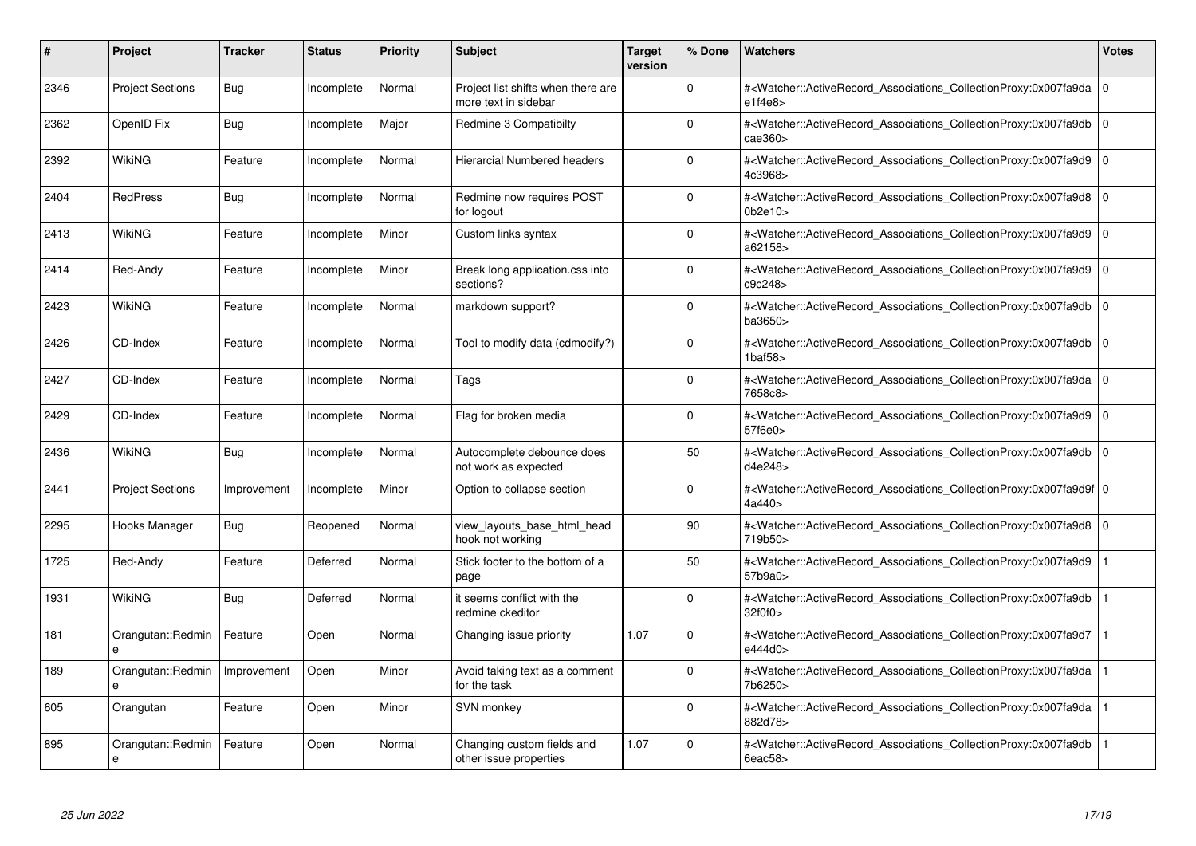| # | Project | Tracker | Status | Priority | Subject | Target version | % Done | Watchers | Votes |
|---|---|---|---|---|---|---|---|---|---|
| 2346 | Project Sections | Bug | Incomplete | Normal | Project list shifts when there are more text in sidebar | | 0 | #<Watcher::ActiveRecord_Associations_CollectionProxy:0x007fa9dae1f4e8> | 0 |
| 2362 | OpenID Fix | Bug | Incomplete | Major | Redmine 3 Compatibilty | | 0 | #<Watcher::ActiveRecord_Associations_CollectionProxy:0x007fa9dbcae360> | 0 |
| 2392 | WikiNG | Feature | Incomplete | Normal | Hierarcial Numbered headers | | 0 | #<Watcher::ActiveRecord_Associations_CollectionProxy:0x007fa9d94c3968> | 0 |
| 2404 | RedPress | Bug | Incomplete | Normal | Redmine now requires POST for logout | | 0 | #<Watcher::ActiveRecord_Associations_CollectionProxy:0x007fa9d80b2e10> | 0 |
| 2413 | WikiNG | Feature | Incomplete | Minor | Custom links syntax | | 0 | #<Watcher::ActiveRecord_Associations_CollectionProxy:0x007fa9d9a62158> | 0 |
| 2414 | Red-Andy | Feature | Incomplete | Minor | Break long application.css into sections? | | 0 | #<Watcher::ActiveRecord_Associations_CollectionProxy:0x007fa9d9c9c248> | 0 |
| 2423 | WikiNG | Feature | Incomplete | Normal | markdown support? | | 0 | #<Watcher::ActiveRecord_Associations_CollectionProxy:0x007fa9dbba3650> | 0 |
| 2426 | CD-Index | Feature | Incomplete | Normal | Tool to modify data (cdmodify?) | | 0 | #<Watcher::ActiveRecord_Associations_CollectionProxy:0x007fa9db1baf58> | 0 |
| 2427 | CD-Index | Feature | Incomplete | Normal | Tags | | 0 | #<Watcher::ActiveRecord_Associations_CollectionProxy:0x007fa9da7658c8> | 0 |
| 2429 | CD-Index | Feature | Incomplete | Normal | Flag for broken media | | 0 | #<Watcher::ActiveRecord_Associations_CollectionProxy:0x007fa9d957f6e0> | 0 |
| 2436 | WikiNG | Bug | Incomplete | Normal | Autocomplete debounce does not work as expected | | 50 | #<Watcher::ActiveRecord_Associations_CollectionProxy:0x007fa9dbd4e248> | 0 |
| 2441 | Project Sections | Improvement | Incomplete | Minor | Option to collapse section | | 0 | #<Watcher::ActiveRecord_Associations_CollectionProxy:0x007fa9d9f4a440> | 0 |
| 2295 | Hooks Manager | Bug | Reopened | Normal | view_layouts_base_html_head hook not working | | 90 | #<Watcher::ActiveRecord_Associations_CollectionProxy:0x007fa9d8719b50> | 0 |
| 1725 | Red-Andy | Feature | Deferred | Normal | Stick footer to the bottom of a page | | 50 | #<Watcher::ActiveRecord_Associations_CollectionProxy:0x007fa9d957b9a0> | 1 |
| 1931 | WikiNG | Bug | Deferred | Normal | it seems conflict with the redmine ckeditor | | 0 | #<Watcher::ActiveRecord_Associations_CollectionProxy:0x007fa9db32f0f0> | 1 |
| 181 | Orangutan::Redmine | Feature | Open | Normal | Changing issue priority | 1.07 | 0 | #<Watcher::ActiveRecord_Associations_CollectionProxy:0x007fa9d7e444d0> | 1 |
| 189 | Orangutan::Redmine | Improvement | Open | Minor | Avoid taking text as a comment for the task | | 0 | #<Watcher::ActiveRecord_Associations_CollectionProxy:0x007fa9da7b6250> | 1 |
| 605 | Orangutan | Feature | Open | Minor | SVN monkey | | 0 | #<Watcher::ActiveRecord_Associations_CollectionProxy:0x007fa9da882d78> | 1 |
| 895 | Orangutan::Redmine | Feature | Open | Normal | Changing custom fields and other issue properties | 1.07 | 0 | #<Watcher::ActiveRecord_Associations_CollectionProxy:0x007fa9db6eac58> | 1 |

*25 Jun 2022*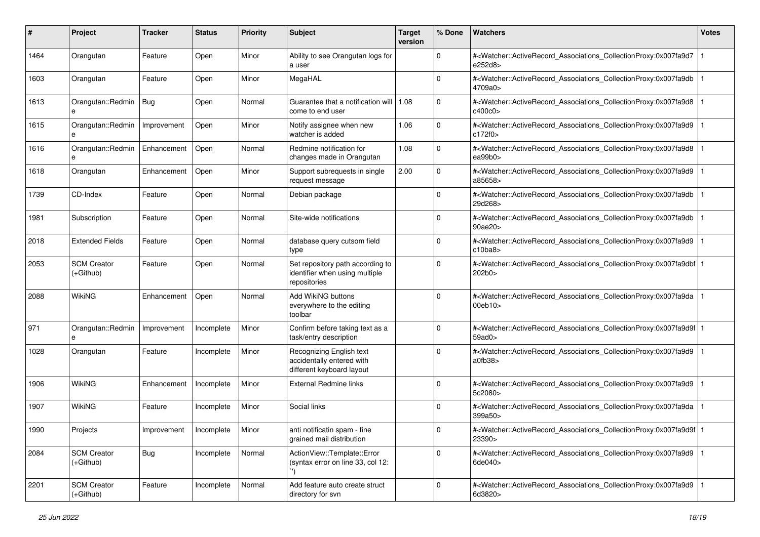| # | Project | Tracker | Status | Priority | Subject | Target version | % Done | Watchers | Votes |
|---|---|---|---|---|---|---|---|---|---|
| 1464 | Orangutan | Feature | Open | Minor | Ability to see Orangutan logs for a user | | 0 | #<Watcher::ActiveRecord_Associations_CollectionProxy:0x007fa9d7e252d8> | 1 |
| 1603 | Orangutan | Feature | Open | Minor | MegaHAL | | 0 | #<Watcher::ActiveRecord_Associations_CollectionProxy:0x007fa9db4709a0> | 1 |
| 1613 | Orangutan::Redmine | Bug | Open | Normal | Guarantee that a notification will come to end user | 1.08 | 0 | #<Watcher::ActiveRecord_Associations_CollectionProxy:0x007fa9d8c400c0> | 1 |
| 1615 | Orangutan::Redmine | Improvement | Open | Minor | Notify assignee when new watcher is added | 1.06 | 0 | #<Watcher::ActiveRecord_Associations_CollectionProxy:0x007fa9d9c172f0> | 1 |
| 1616 | Orangutan::Redmine | Enhancement | Open | Normal | Redmine notification for changes made in Orangutan | 1.08 | 0 | #<Watcher::ActiveRecord_Associations_CollectionProxy:0x007fa9d8ea99b0> | 1 |
| 1618 | Orangutan | Enhancement | Open | Minor | Support subrequests in single request message | 2.00 | 0 | #<Watcher::ActiveRecord_Associations_CollectionProxy:0x007fa9d9a85658> | 1 |
| 1739 | CD-Index | Feature | Open | Normal | Debian package | | 0 | #<Watcher::ActiveRecord_Associations_CollectionProxy:0x007fa9db29d268> | 1 |
| 1981 | Subscription | Feature | Open | Normal | Site-wide notifications | | 0 | #<Watcher::ActiveRecord_Associations_CollectionProxy:0x007fa9db90ae20> | 1 |
| 2018 | Extended Fields | Feature | Open | Normal | database query cutsom field type | | 0 | #<Watcher::ActiveRecord_Associations_CollectionProxy:0x007fa9d9c10ba8> | 1 |
| 2053 | SCM Creator (+Github) | Feature | Open | Normal | Set repository path according to identifier when using multiple repositories | | 0 | #<Watcher::ActiveRecord_Associations_CollectionProxy:0x007fa9dbf202b0> | 1 |
| 2088 | WikiNG | Enhancement | Open | Normal | Add WikiNG buttons everywhere to the editing toolbar | | 0 | #<Watcher::ActiveRecord_Associations_CollectionProxy:0x007fa9da00eb10> | 1 |
| 971 | Orangutan::Redmine | Improvement | Incomplete | Minor | Confirm before taking text as a task/entry description | | 0 | #<Watcher::ActiveRecord_Associations_CollectionProxy:0x007fa9d9f59ad0> | 1 |
| 1028 | Orangutan | Feature | Incomplete | Minor | Recognizing English text accidentally entered with different keyboard layout | | 0 | #<Watcher::ActiveRecord_Associations_CollectionProxy:0x007fa9d9a0fb38> | 1 |
| 1906 | WikiNG | Enhancement | Incomplete | Minor | External Redmine links | | 0 | #<Watcher::ActiveRecord_Associations_CollectionProxy:0x007fa9d95c2080> | 1 |
| 1907 | WikiNG | Feature | Incomplete | Minor | Social links | | 0 | #<Watcher::ActiveRecord_Associations_CollectionProxy:0x007fa9da399a50> | 1 |
| 1990 | Projects | Improvement | Incomplete | Minor | anti notificatin spam - fine grained mail distribution | | 0 | #<Watcher::ActiveRecord_Associations_CollectionProxy:0x007fa9d9f23390> | 1 |
| 2084 | SCM Creator (+Github) | Bug | Incomplete | Normal | ActionView::Template::Error (syntax error on line 33, col 12: ``) | | 0 | #<Watcher::ActiveRecord_Associations_CollectionProxy:0x007fa9d96de040> | 1 |
| 2201 | SCM Creator (+Github) | Feature | Incomplete | Normal | Add feature auto create struct directory for svn | | 0 | #<Watcher::ActiveRecord_Associations_CollectionProxy:0x007fa9d96d3820> | 1 |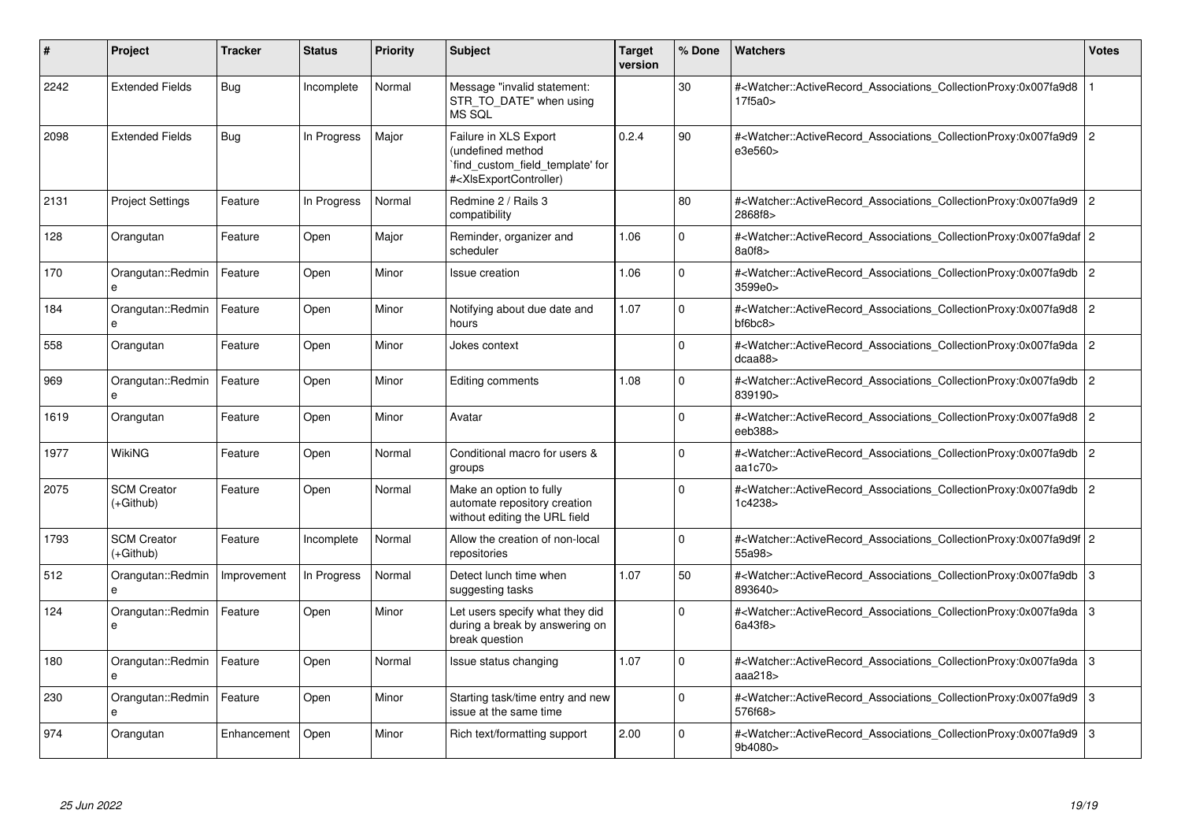| # | Project | Tracker | Status | Priority | Subject | Target version | % Done | Watchers | Votes |
|---|---|---|---|---|---|---|---|---|---|
| 2242 | Extended Fields | Bug | Incomplete | Normal | Message "invalid statement: STR_TO_DATE" when using MS SQL | | 30 | #<Watcher::ActiveRecord_Associations_CollectionProxy:0x007fa9d817f5a0> | 1 |
| 2098 | Extended Fields | Bug | In Progress | Major | Failure in XLS Export (undefined method `find_custom_field_template' for #<XlsExportController) | 0.2.4 | 90 | #<Watcher::ActiveRecord_Associations_CollectionProxy:0x007fa9de3e560> | 2 |
| 2131 | Project Settings | Feature | In Progress | Normal | Redmine 2 / Rails 3 compatibility | | 80 | #<Watcher::ActiveRecord_Associations_CollectionProxy:0x007fa9d92868f8> | 2 |
| 128 | Orangutan | Feature | Open | Major | Reminder, organizer and scheduler | 1.06 | 0 | #<Watcher::ActiveRecord_Associations_CollectionProxy:0x007fa9daf8a0f8> | 2 |
| 170 | Orangutan::Redmine | Feature | Open | Minor | Issue creation | 1.06 | 0 | #<Watcher::ActiveRecord_Associations_CollectionProxy:0x007fa9db3599e0> | 2 |
| 184 | Orangutan::Redmine | Feature | Open | Minor | Notifying about due date and hours | 1.07 | 0 | #<Watcher::ActiveRecord_Associations_CollectionProxy:0x007fa9d8bf6bc8> | 2 |
| 558 | Orangutan | Feature | Open | Minor | Jokes context | | 0 | #<Watcher::ActiveRecord_Associations_CollectionProxy:0x007fa9dadcaa88> | 2 |
| 969 | Orangutan::Redmine | Feature | Open | Minor | Editing comments | 1.08 | 0 | #<Watcher::ActiveRecord_Associations_CollectionProxy:0x007fa9db839190> | 2 |
| 1619 | Orangutan | Feature | Open | Minor | Avatar | | 0 | #<Watcher::ActiveRecord_Associations_CollectionProxy:0x007fa9d8eeb388> | 2 |
| 1977 | WikiNG | Feature | Open | Normal | Conditional macro for users & groups | | 0 | #<Watcher::ActiveRecord_Associations_CollectionProxy:0x007fa9dbaa1c70> | 2 |
| 2075 | SCM Creator (+Github) | Feature | Open | Normal | Make an option to fully automate repository creation without editing the URL field | | 0 | #<Watcher::ActiveRecord_Associations_CollectionProxy:0x007fa9db1c4238> | 2 |
| 1793 | SCM Creator (+Github) | Feature | Incomplete | Normal | Allow the creation of non-local repositories | | 0 | #<Watcher::ActiveRecord_Associations_CollectionProxy:0x007fa9d9f55a98> | 2 |
| 512 | Orangutan::Redmine | Improvement | In Progress | Normal | Detect lunch time when suggesting tasks | 1.07 | 50 | #<Watcher::ActiveRecord_Associations_CollectionProxy:0x007fa9db893640> | 3 |
| 124 | Orangutan::Redmine | Feature | Open | Minor | Let users specify what they did during a break by answering on break question | | 0 | #<Watcher::ActiveRecord_Associations_CollectionProxy:0x007fa9da6a43f8> | 3 |
| 180 | Orangutan::Redmine | Feature | Open | Normal | Issue status changing | 1.07 | 0 | #<Watcher::ActiveRecord_Associations_CollectionProxy:0x007fa9daaaa218> | 3 |
| 230 | Orangutan::Redmine | Feature | Open | Minor | Starting task/time entry and new issue at the same time | | 0 | #<Watcher::ActiveRecord_Associations_CollectionProxy:0x007fa9d9576f68> | 3 |
| 974 | Orangutan | Enhancement | Open | Minor | Rich text/formatting support | 2.00 | 0 | #<Watcher::ActiveRecord_Associations_CollectionProxy:0x007fa9d99b4080> | 3 |

*25 Jun 2022*